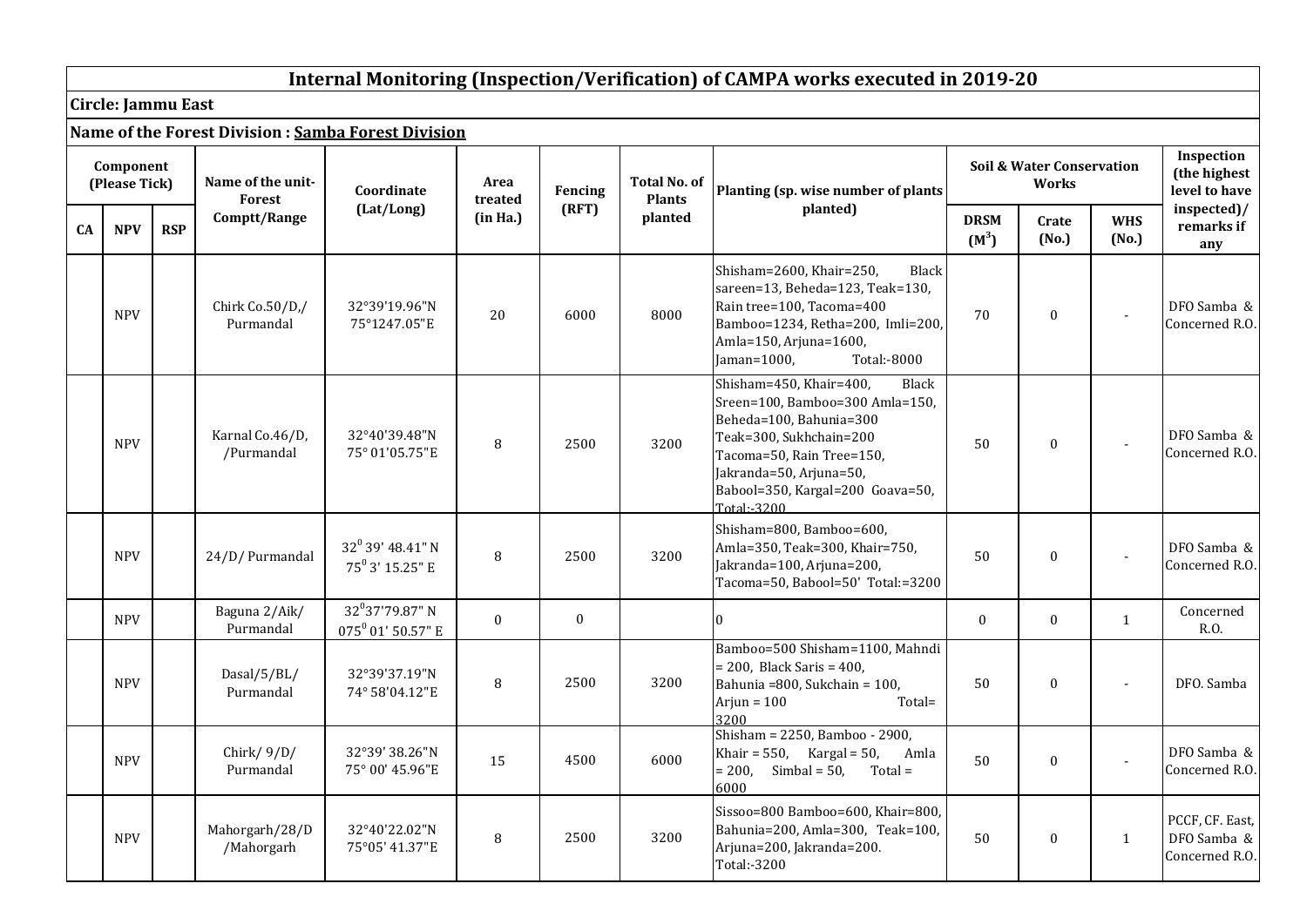# Internal Monitoring (Inspection/Verification) of CAMPA works executed in 2019-20

**Circle: Jammu East**

**Name of the Forest Division : Samba Forest Division**

| Component (Please Tick) | | | Name of the unit-Forest Comptt/Range | Coordinate (Lat/Long) | Area treated (in Ha.) | Fencing (RFT) | Total No. of Plants planted | Planting (sp. wise number of plants planted) | Soil & Water Conservation Works | | | Inspection (the highest level to have inspected)/ remarks if any |
|---|---|---|---|---|---|---|---|---|---|---|---|---|
| CA | NPV | RSP | | | | | | | DRSM ($M^3$) | Crate (No.) | WHS (No.) | |
| | NPV | | Chirk Co.50/D,/ Purmandal | 32°39'19.96"N 75°1247.05"E | 20 | 6000 | 8000 | Shisham=2600, Khair=250, Black sareen=13, Beheda=123, Teak=130, Rain tree=100, Tacoma=400 Bamboo=1234, Retha=200, Imli=200, Amla=150, Arjuna=1600, Jaman=1000, Total:-8000 | 70 | 0 | - | DFO Samba & Concerned R.O. |
| | NPV | | Karnal Co.46/D, /Purmandal | 32°40'39.48"N 75° 01'05.75"E | 8 | 2500 | 3200 | Shisham=450, Khair=400, Black Sreen=100, Bamboo=300 Amla=150, Beheda=100, Bahunia=300 Teak=300, Sukhchain=200 Tacoma=50, Rain Tree=150, Jakranda=50, Arjuna=50, Babool=350, Kargal=200 Goava=50, Total:-3200 | 50 | 0 | - | DFO Samba & Concerned R.O. |
| | NPV | | 24/D/ Purmandal | $32^0$ 39' 48.41" N $75^0$ 3' 15.25" E | 8 | 2500 | 3200 | Shisham=800, Bamboo=600, Amla=350, Teak=300, Khair=750, Jakranda=100, Arjuna=200, Tacoma=50, Babool=50' Total:=3200 | 50 | 0 | - | DFO Samba & Concerned R.O. |
| | NPV | | Baguna 2/Aik/ Purmandal | $32^0$37'79.87" N $075^0$ 01' 50.57" E | 0 | 0 | | 0 | 0 | 0 | 1 | Concerned R.O. |
| | NPV | | Dasal/5/BL/ Purmandal | 32°39'37.19"N 74° 58'04.12"E | 8 | 2500 | 3200 | Bamboo=500 Shisham=1100, Mahndi = 200, Black Saris = 400, Bahunia =800, Sukchain = 100, Arjun = 100 Total= 3200 | 50 | 0 | - | DFO. Samba |
| | NPV | | Chirk/ 9/D/ Purmandal | 32°39' 38.26"N 75° 00' 45.96"E | 15 | 4500 | 6000 | Shisham = 2250, Bamboo - 2900, Khair = 550, Kargal = 50, Amla = 200, Simbal = 50, Total = 6000 | 50 | 0 | - | DFO Samba & Concerned R.O. |
| | NPV | | Mahorgarh/28/D /Mahorgarh | 32°40'22.02"N 75°05' 41.37"E | 8 | 2500 | 3200 | Sissoo=800 Bamboo=600, Khair=800, Bahunia=200, Amla=300, Teak=100, Arjuna=200, Jakranda=200. Total:-3200 | 50 | 0 | 1 | PCCF, CF. East, DFO Samba & Concerned R.O. |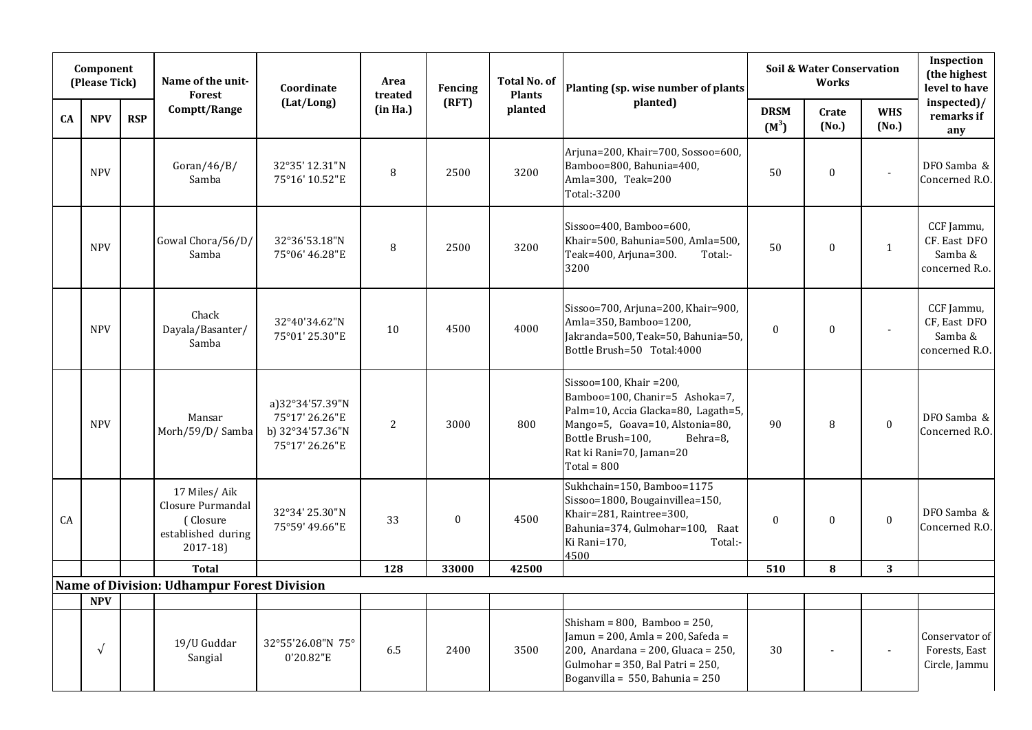| Component (Please Tick) | | | Name of the unit- Forest Comptt/Range | Coordinate (Lat/Long) | Area treated (in Ha.) | Fencing (RFT) | Total No. of Plants planted | Planting (sp. wise number of plants planted) | Soil & Water Conservation Works | | | Inspection (the highest level to have inspected)/ remarks if any |
|---|---|---|---|---|---|---|---|---|---|---|---|---|
| CA | NPV | RSP | | | | | | | DRSM ($M^3$) | Crate (No.) | WHS (No.) | |
| | NPV | | Goran/46/B/ Samba | 32°35' 12.31"N 75°16' 10.52"E | 8 | 2500 | 3200 | Arjuna=200, Khair=700, Sossoo=600, Bamboo=800, Bahunia=400, Amla=300, Teak=200 Total:-3200 | 50 | 0 | - | DFO Samba & Concerned R.O. |
| | NPV | | Gowal Chora/56/D/ Samba | 32°36'53.18"N 75°06' 46.28"E | 8 | 2500 | 3200 | Sissoo=400, Bamboo=600, Khair=500, Bahunia=500, Amla=500, Teak=400, Arjuna=300. Total:- 3200 | 50 | 0 | 1 | CCF Jammu, CF. East DFO Samba & concerned R.o. |
| | NPV | | Chack Dayala/Basanter/ Samba | 32°40'34.62"N 75°01' 25.30"E | 10 | 4500 | 4000 | Sissoo=700, Arjuna=200, Khair=900, Amla=350, Bamboo=1200, Jakranda=500, Teak=50, Bahunia=50, Bottle Brush=50 Total:4000 | 0 | 0 | - | CCF Jammu, CF, East DFO Samba & concerned R.O. |
| | NPV | | Mansar Morh/59/D/ Samba | a)32°34'57.39"N 75°17' 26.26"E b) 32°34'57.36"N 75°17' 26.26"E | 2 | 3000 | 800 | Sissoo=100, Khair =200, Bamboo=100, Chanir=5 Ashoka=7, Palm=10, Accia Glacka=80, Lagath=5, Mango=5, Goava=10, Alstonia=80, Bottle Brush=100, Behra=8, Rat ki Rani=70, Jaman=20 Total = 800 | 90 | 8 | 0 | DFO Samba & Concerned R.O. |
| CA | | | 17 Miles/ Aik Closure Purmandal ( Closure established during 2017-18) | 32°34' 25.30"N 75°59' 49.66"E | 33 | 0 | 4500 | Sukhchain=150, Bamboo=1175 Sissoo=1800, Bougainvillea=150, Khair=281, Raintree=300, Bahunia=374, Gulmohar=100, Raat Ki Rani=170, Total:- 4500 | 0 | 0 | 0 | DFO Samba & Concerned R.O. |
| | | | **Total** | | **128** | **33000** | **42500** | | **510** | **8** | **3** | |
| **Name of Division: Udhampur Forest Division** | | | | | | | | | | | | |
| | **NPV** | | | | | | | | | | | |
| | √ | | 19/U Guddar Sangial | 32°55'26.08"N 75° 0'20.82"E | 6.5 | 2400 | 3500 | Shisham = 800, Bamboo = 250, Jamun = 200, Amla = 200, Safeda = 200, Anardana = 200, Gluaca = 250, Gulmohar = 350, Bal Patri = 250, Boganvilla = 550, Bahunia = 250 | 30 | - | - | Conservator of Forests, East Circle, Jammu |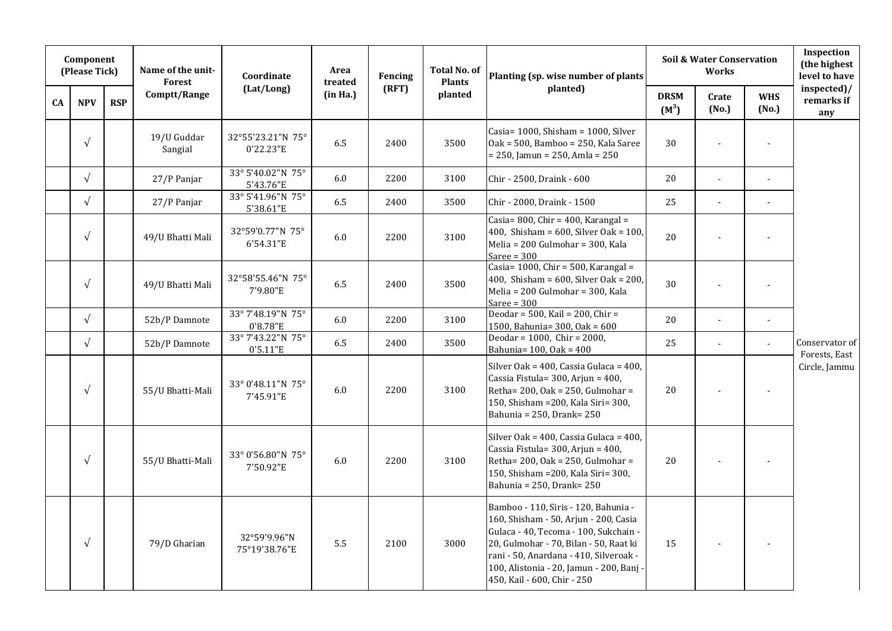| Component (Please Tick) | | | Name of the unit-Forest Comptt/Range | Coordinate (Lat/Long) | Area treated (in Ha.) | Fencing (RFT) | Total No. of Plants planted | Planting (sp. wise number of plants planted) | Soil & Water Conservation Works | | | Inspection (the highest level to have inspected)/ remarks if any |
|---|---|---|---|---|---|---|---|---|---|---|---|---|
| CA | NPV | RSP | | | | | | | DRSM ($M^3$) | Crate (No.) | WHS (No.) | |
| | √ | | 19/U Guddar Sangial | 32°55'23.21"N 75° 0'22.23"E | 6.5 | 2400 | 3500 | Casia= 1000, Shisham = 1000, Silver Oak = 500, Bamboo = 250, Kala Saree = 250, Jamun = 250, Amla = 250 | 30 | - | - | Conservator of Forests, East Circle, Jammu |
| | √ | | 27/P Panjar | 33° 5'40.02"N 75° 5'43.76"E | 6.0 | 2200 | 3100 | Chir - 2500, Draink - 600 | 20 | - | - | |
| | √ | | 27/P Panjar | 33° 5'41.96"N 75° 5'38.61"E | 6.5 | 2400 | 3500 | Chir - 2000, Draink - 1500 | 25 | - | - | |
| | √ | | 49/U Bhatti Mali | 32°59'0.77"N 75° 6'54.31"E | 6.0 | 2200 | 3100 | Casia= 800, Chir = 400, Karangal = 400, Shisham = 600, Silver Oak = 100, Melia = 200 Gulmohar = 300, Kala Saree = 300 | 20 | - | - | |
| | √ | | 49/U Bhatti Mali | 32°58'55.46"N 75° 7'9.80"E | 6.5 | 2400 | 3500 | Casia= 1000, Chir = 500, Karangal = 400, Shisham = 600, Silver Oak = 200, Melia = 200 Gulmohar = 300, Kala Saree = 300 | 30 | - | - | |
| | √ | | 52b/P Damnote | 33° 7'48.19"N 75° 0'8.78"E | 6.0 | 2200 | 3100 | Deodar = 500, Kail = 200, Chir = 1500, Bahunia= 300, Oak = 600 | 20 | - | - | |
| | √ | | 52b/P Damnote | 33° 7'43.22"N 75° 0'5.11"E | 6.5 | 2400 | 3500 | Deodar = 1000, Chir = 2000, Bahunia= 100, Oak = 400 | 25 | - | - | |
| | √ | | 55/U Bhatti-Mali | 33° 0'48.11"N 75° 7'45.91"E | 6.0 | 2200 | 3100 | Silver Oak = 400, Cassia Gulaca = 400, Cassia Fistula= 300, Arjun = 400, Retha= 200, Oak = 250, Gulmohar = 150, Shisham =200, Kala Siri= 300, Bahunia = 250, Drank= 250 | 20 | - | - | |
| | √ | | 55/U Bhatti-Mali | 33° 0'56.80"N 75° 7'50.92"E | 6.0 | 2200 | 3100 | Silver Oak = 400, Cassia Gulaca = 400, Cassia Fistula= 300, Arjun = 400, Retha= 200, Oak = 250, Gulmohar = 150, Shisham =200, Kala Siri= 300, Bahunia = 250, Drank= 250 | 20 | - | - | |
| | √ | | 79/D Gharian | 32°59'9.96"N 75°19'38.76"E | 5.5 | 2100 | 3000 | Bamboo - 110, Siris - 120, Bahunia - 160, Shisham - 50, Arjun - 200, Casia Gulaca - 40, Tecoma - 100, Sukchain - 20, Gulmohar - 70, Bilan - 50, Raat ki rani - 50, Anardana - 410, Silveroak - 100, Alistonia - 20, Jamun - 200, Banj - 450, Kail - 600, Chir - 250 | 15 | - | - | |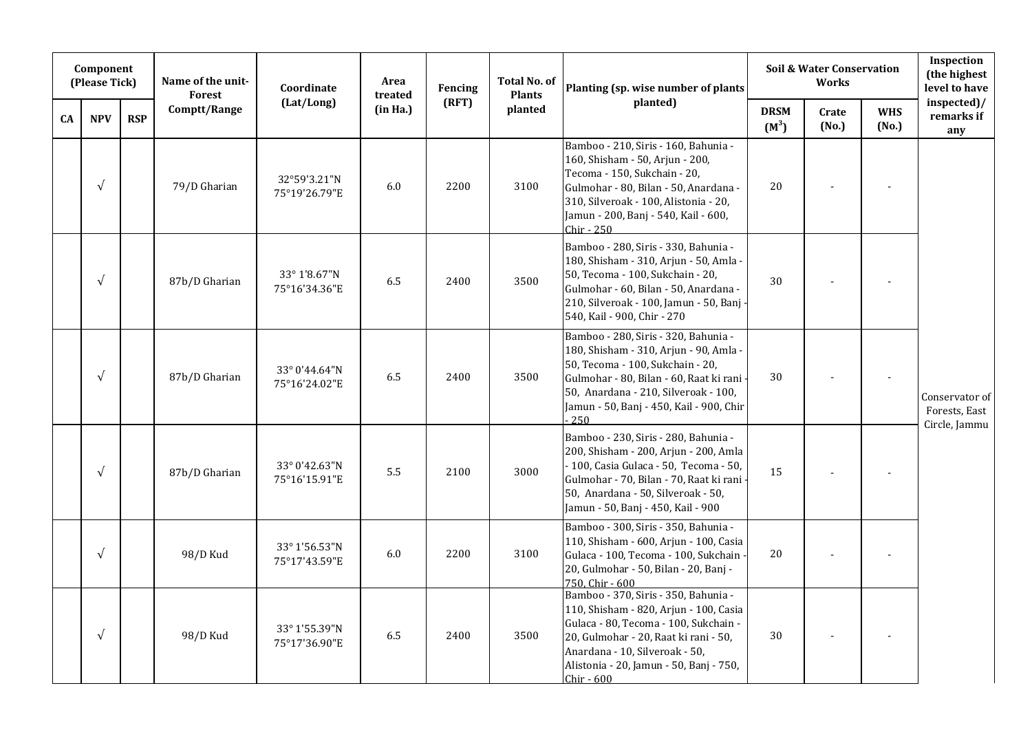| Component (Please Tick) | | | Name of the unit- Forest Comptt/Range | Coordinate (Lat/Long) | Area treated (in Ha.) | Fencing (RFT) | Total No. of Plants planted | Planting (sp. wise number of plants planted) | Soil & Water Conservation Works | | | Inspection (the highest level to have inspected)/ remarks if any |
|---|---|---|---|---|---|---|---|---|---|---|---|---|
| CA | NPV | RSP | | | | | | | DRSM ($M^3$) | Crate (No.) | WHS (No.) | |
| | √ | | 79/D Gharian | 32°59'3.21"N 75°19'26.79"E | 6.0 | 2200 | 3100 | Bamboo - 210, Siris - 160, Bahunia - 160, Shisham - 50, Arjun - 200, Tecoma - 150, Sukchain - 20, Gulmohar - 80, Bilan - 50, Anardana - 310, Silveroak - 100, Alistonia - 20, Jamun - 200, Banj - 540, Kail - 600, Chir - 250 | 20 | - | - | Conservator of Forests, East Circle, Jammu |
| | √ | | 87b/D Gharian | 33° 1'8.67"N 75°16'34.36"E | 6.5 | 2400 | 3500 | Bamboo - 280, Siris - 330, Bahunia - 180, Shisham - 310, Arjun - 50, Amla - 50, Tecoma - 100, Sukchain - 20, Gulmohar - 60, Bilan - 50, Anardana - 210, Silveroak - 100, Jamun - 50, Banj - 540, Kail - 900, Chir - 270 | 30 | - | - | |
| | √ | | 87b/D Gharian | 33° 0'44.64"N 75°16'24.02"E | 6.5 | 2400 | 3500 | Bamboo - 280, Siris - 320, Bahunia - 180, Shisham - 310, Arjun - 90, Amla - 50, Tecoma - 100, Sukchain - 20, Gulmohar - 80, Bilan - 60, Raat ki rani - 50, Anardana - 210, Silveroak - 100, Jamun - 50, Banj - 450, Kail - 900, Chir - 250 | 30 | - | - | |
| | √ | | 87b/D Gharian | 33° 0'42.63"N 75°16'15.91"E | 5.5 | 2100 | 3000 | Bamboo - 230, Siris - 280, Bahunia - 200, Shisham - 200, Arjun - 200, Amla - 100, Casia Gulaca - 50, Tecoma - 50, Gulmohar - 70, Bilan - 70, Raat ki rani - 50, Anardana - 50, Silveroak - 50, Jamun - 50, Banj - 450, Kail - 900 | 15 | - | - | |
| | √ | | 98/D Kud | 33° 1'56.53"N 75°17'43.59"E | 6.0 | 2200 | 3100 | Bamboo - 300, Siris - 350, Bahunia - 110, Shisham - 600, Arjun - 100, Casia Gulaca - 100, Tecoma - 100, Sukchain - 20, Gulmohar - 50, Bilan - 20, Banj - 750, Chir - 600 | 20 | - | - | |
| | √ | | 98/D Kud | 33° 1'55.39"N 75°17'36.90"E | 6.5 | 2400 | 3500 | Bamboo - 370, Siris - 350, Bahunia - 110, Shisham - 820, Arjun - 100, Casia Gulaca - 80, Tecoma - 100, Sukchain - 20, Gulmohar - 20, Raat ki rani - 50, Anardana - 10, Silveroak - 50, Alistonia - 20, Jamun - 50, Banj - 750, Chir - 600 | 30 | - | - | |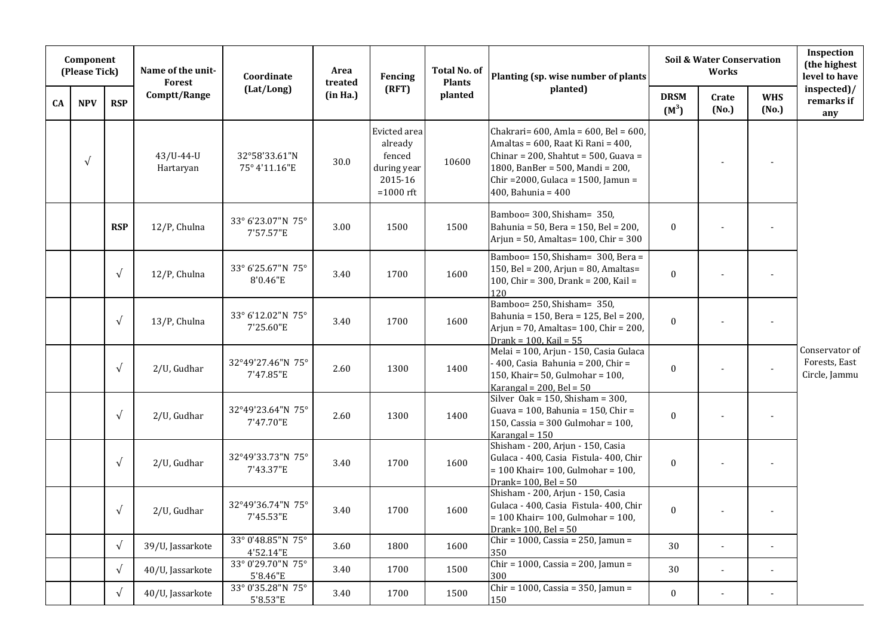| Component (Please Tick) | | | Name of the unit-Forest Comptt/Range | Coordinate (Lat/Long) | Area treated (in Ha.) | Fencing (RFT) | Total No. of Plants planted | Planting (sp. wise number of plants planted) | Soil & Water Conservation Works | | | Inspection (the highest level to have inspected)/ remarks if any |
|---|---|---|---|---|---|---|---|---|---|---|---|---|
| CA | NPV | RSP | | | | | | | DRSM ($M^3$) | Crate (No.) | WHS (No.) | |
| | √ | | 43/U-44-U Hartaryan | 32°58'33.61"N 75° 4'11.16"E | 30.0 | Evicted area already fenced during year 2015-16 =1000 rft | 10600 | Chakrari= 600, Amla = 600, Bel = 600, Amaltas = 600, Raat Ki Rani = 400, Chinar = 200, Shahtut = 500, Guava = 1800, BanBer = 500, Mandi = 200, Chir =2000, Gulaca = 1500, Jamun = 400, Bahunia = 400 | | - | - | Conservator of Forests, East Circle, Jammu |
| | | RSP | 12/P, Chulna | 33° 6'23.07"N 75° 7'57.57"E | 3.00 | 1500 | 1500 | Bamboo= 300, Shisham= 350, Bahunia = 50, Bera = 150, Bel = 200, Arjun = 50, Amaltas= 100, Chir = 300 | 0 | - | - | |
| | | √ | 12/P, Chulna | 33° 6'25.67"N 75° 8'0.46"E | 3.40 | 1700 | 1600 | Bamboo= 150, Shisham= 300, Bera = 150, Bel = 200, Arjun = 80, Amaltas= 100, Chir = 300, Drank = 200, Kail = 120 | 0 | - | - | |
| | | √ | 13/P, Chulna | 33° 6'12.02"N 75° 7'25.60"E | 3.40 | 1700 | 1600 | Bamboo= 250, Shisham= 350, Bahunia = 150, Bera = 125, Bel = 200, Arjun = 70, Amaltas= 100, Chir = 200, Drank = 100, Kail = 55 | 0 | - | - | |
| | | √ | 2/U, Gudhar | 32°49'27.46"N 75° 7'47.85"E | 2.60 | 1300 | 1400 | Melai = 100, Arjun - 150, Casia Gulaca - 400, Casia Bahunia = 200, Chir = 150, Khair= 50, Gulmohar = 100, Karangal = 200, Bel = 50 | 0 | - | - | |
| | | √ | 2/U, Gudhar | 32°49'23.64"N 75° 7'47.70"E | 2.60 | 1300 | 1400 | Silver Oak = 150, Shisham = 300, Guava = 100, Bahunia = 150, Chir = 150, Cassia = 300 Gulmohar = 100, Karangal = 150 | 0 | - | - | |
| | | √ | 2/U, Gudhar | 32°49'33.73"N 75° 7'43.37"E | 3.40 | 1700 | 1600 | Shisham - 200, Arjun - 150, Casia Gulaca - 400, Casia Fistula- 400, Chir = 100 Khair= 100, Gulmohar = 100, Drank= 100, Bel = 50 | 0 | - | - | |
| | | √ | 2/U, Gudhar | 32°49'36.74"N 75° 7'45.53"E | 3.40 | 1700 | 1600 | Shisham - 200, Arjun - 150, Casia Gulaca - 400, Casia Fistula- 400, Chir = 100 Khair= 100, Gulmohar = 100, Drank= 100, Bel = 50 | 0 | - | - | |
| | | √ | 39/U, Jassarkote | 33° 0'48.85"N 75° 4'52.14"E | 3.60 | 1800 | 1600 | Chir = 1000, Cassia = 250, Jamun = 350 | 30 | - | - | |
| | | √ | 40/U, Jassarkote | 33° 0'29.70"N 75° 5'8.46"E | 3.40 | 1700 | 1500 | Chir = 1000, Cassia = 200, Jamun = 300 | 30 | - | - | |
| | | √ | 40/U, Jassarkote | 33° 0'35.28"N 75° 5'8.53"E | 3.40 | 1700 | 1500 | Chir = 1000, Cassia = 350, Jamun = 150 | 0 | - | - | |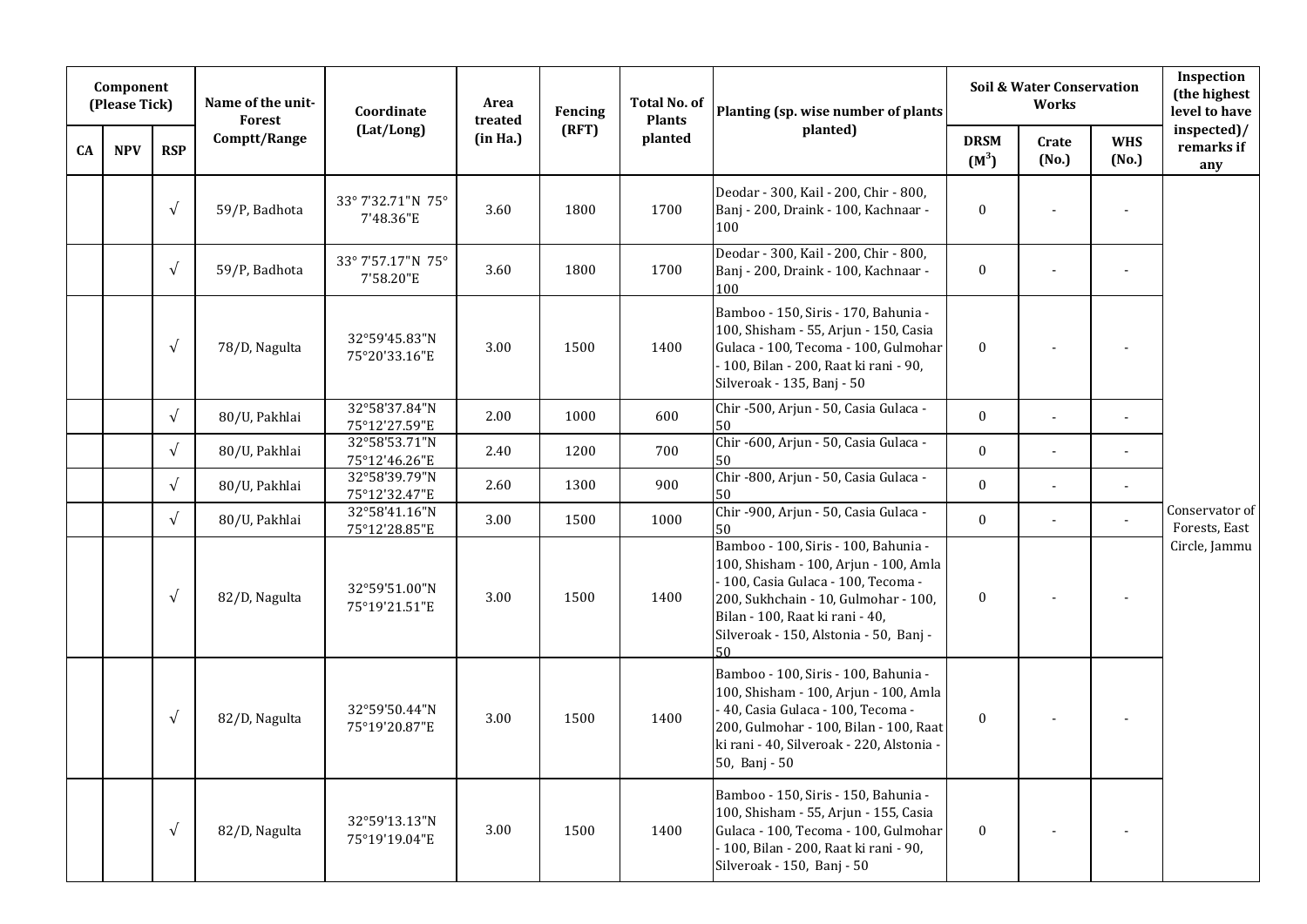| Component (Please Tick) | | | Name of the unit-Forest Comptt/Range | Coordinate (Lat/Long) | Area treated (in Ha.) | Fencing (RFT) | Total No. of Plants planted | Planting (sp. wise number of plants planted) | Soil & Water Conservation Works | | | Inspection (the highest level to have inspected)/ remarks if any |
|---|---|---|---|---|---|---|---|---|---|---|---|---|
| CA | NPV | RSP | | | | | | | DRSM ($M^3$) | Crate (No.) | WHS (No.) | |
| | | √ | 59/P, Badhota | 33° 7'32.71"N 75° 7'48.36"E | 3.60 | 1800 | 1700 | Deodar - 300, Kail - 200, Chir - 800, Banj - 200, Draink - 100, Kachnaar - 100 | 0 | - | - | Conservator of Forests, East Circle, Jammu |
| | | √ | 59/P, Badhota | 33° 7'57.17"N 75° 7'58.20"E | 3.60 | 1800 | 1700 | Deodar - 300, Kail - 200, Chir - 800, Banj - 200, Draink - 100, Kachnaar - 100 | 0 | - | - | |
| | | √ | 78/D, Nagulta | 32°59'45.83"N 75°20'33.16"E | 3.00 | 1500 | 1400 | Bamboo - 150, Siris - 170, Bahunia - 100, Shisham - 55, Arjun - 150, Casia Gulaca - 100, Tecoma - 100, Gulmohar - 100, Bilan - 200, Raat ki rani - 90, Silveroak - 135, Banj - 50 | 0 | - | - | |
| | | √ | 80/U, Pakhlai | 32°58'37.84"N 75°12'27.59"E | 2.00 | 1000 | 600 | Chir -500, Arjun - 50, Casia Gulaca - 50 | 0 | - | - | |
| | | √ | 80/U, Pakhlai | 32°58'53.71"N 75°12'46.26"E | 2.40 | 1200 | 700 | Chir -600, Arjun - 50, Casia Gulaca - 50 | 0 | - | - | |
| | | √ | 80/U, Pakhlai | 32°58'39.79"N 75°12'32.47"E | 2.60 | 1300 | 900 | Chir -800, Arjun - 50, Casia Gulaca - 50 | 0 | - | - | |
| | | √ | 80/U, Pakhlai | 32°58'41.16"N 75°12'28.85"E | 3.00 | 1500 | 1000 | Chir -900, Arjun - 50, Casia Gulaca - 50 | 0 | - | - | |
| | | √ | 82/D, Nagulta | 32°59'51.00"N 75°19'21.51"E | 3.00 | 1500 | 1400 | Bamboo - 100, Siris - 100, Bahunia - 100, Shisham - 100, Arjun - 100, Amla - 100, Casia Gulaca - 100, Tecoma - 200, Sukhchain - 10, Gulmohar - 100, Bilan - 100, Raat ki rani - 40, Silveroak - 150, Alstonia - 50, Banj - 50 | 0 | - | - | |
| | | √ | 82/D, Nagulta | 32°59'50.44"N 75°19'20.87"E | 3.00 | 1500 | 1400 | Bamboo - 100, Siris - 100, Bahunia - 100, Shisham - 100, Arjun - 100, Amla - 40, Casia Gulaca - 100, Tecoma - 200, Gulmohar - 100, Bilan - 100, Raat ki rani - 40, Silveroak - 220, Alstonia - 50, Banj - 50 | 0 | - | - | |
| | | √ | 82/D, Nagulta | 32°59'13.13"N 75°19'19.04"E | 3.00 | 1500 | 1400 | Bamboo - 150, Siris - 150, Bahunia - 100, Shisham - 55, Arjun - 155, Casia Gulaca - 100, Tecoma - 100, Gulmohar - 100, Bilan - 200, Raat ki rani - 90, Silveroak - 150, Banj - 50 | 0 | - | - | |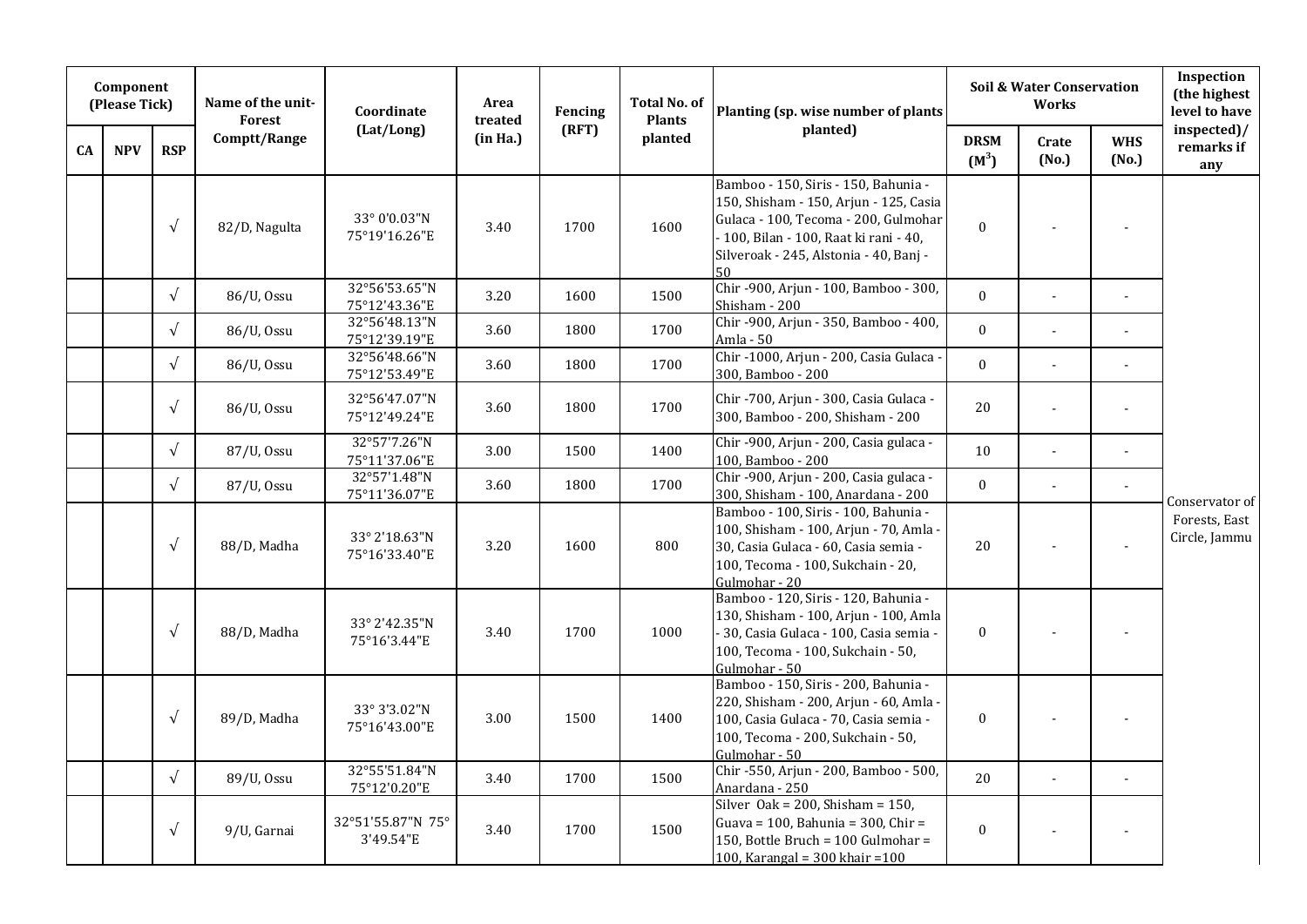| Component (Please Tick) | | | Name of the unit-Forest Comptt/Range | Coordinate (Lat/Long) | Area treated (in Ha.) | Fencing (RFT) | Total No. of Plants planted | Planting (sp. wise number of plants planted) | Soil & Water Conservation Works | | | Inspection (the highest level to have inspected)/ remarks if any |
|---|---|---|---|---|---|---|---|---|---|---|---|---|
| CA | NPV | RSP | | | | | | | DRSM ($M^3$) | Crate (No.) | WHS (No.) | |
| | | √ | 82/D, Nagulta | 33° 0'0.03"N 75°19'16.26"E | 3.40 | 1700 | 1600 | Bamboo - 150, Siris - 150, Bahunia - 150, Shisham - 150, Arjun - 125, Casia Gulaca - 100, Tecoma - 200, Gulmohar - 100, Bilan - 100, Raat ki rani - 40, Silveroak - 245, Alstonia - 40, Banj - 50 | 0 | - | - | Conservator of Forests, East Circle, Jammu |
| | | √ | 86/U, Ossu | 32°56'53.65"N 75°12'43.36"E | 3.20 | 1600 | 1500 | Chir -900, Arjun - 100, Bamboo - 300, Shisham - 200 | 0 | - | - | |
| | | √ | 86/U, Ossu | 32°56'48.13"N 75°12'39.19"E | 3.60 | 1800 | 1700 | Chir -900, Arjun - 350, Bamboo - 400, Amla - 50 | 0 | - | - | |
| | | √ | 86/U, Ossu | 32°56'48.66"N 75°12'53.49"E | 3.60 | 1800 | 1700 | Chir -1000, Arjun - 200, Casia Gulaca - 300, Bamboo - 200 | 0 | - | - | |
| | | √ | 86/U, Ossu | 32°56'47.07"N 75°12'49.24"E | 3.60 | 1800 | 1700 | Chir -700, Arjun - 300, Casia Gulaca - 300, Bamboo - 200, Shisham - 200 | 20 | - | - | |
| | | √ | 87/U, Ossu | 32°57'7.26"N 75°11'37.06"E | 3.00 | 1500 | 1400 | Chir -900, Arjun - 200, Casia gulaca - 100, Bamboo - 200 | 10 | - | - | |
| | | √ | 87/U, Ossu | 32°57'1.48"N 75°11'36.07"E | 3.60 | 1800 | 1700 | Chir -900, Arjun - 200, Casia gulaca - 300, Shisham - 100, Anardana - 200 | 0 | - | - | |
| | | √ | 88/D, Madha | 33° 2'18.63"N 75°16'33.40"E | 3.20 | 1600 | 800 | Bamboo - 100, Siris - 100, Bahunia - 100, Shisham - 100, Arjun - 70, Amla - 30, Casia Gulaca - 60, Casia semia - 100, Tecoma - 100, Sukchain - 20, Gulmohar - 20 | 20 | - | - | |
| | | √ | 88/D, Madha | 33° 2'42.35"N 75°16'3.44"E | 3.40 | 1700 | 1000 | Bamboo - 120, Siris - 120, Bahunia - 130, Shisham - 100, Arjun - 100, Amla - 30, Casia Gulaca - 100, Casia semia - 100, Tecoma - 100, Sukchain - 50, Gulmohar - 50 | 0 | - | - | |
| | | √ | 89/D, Madha | 33° 3'3.02"N 75°16'43.00"E | 3.00 | 1500 | 1400 | Bamboo - 150, Siris - 200, Bahunia - 220, Shisham - 200, Arjun - 60, Amla - 100, Casia Gulaca - 70, Casia semia - 100, Tecoma - 200, Sukchain - 50, Gulmohar - 50 | 0 | - | - | |
| | | √ | 89/U, Ossu | 32°55'51.84"N 75°12'0.20"E | 3.40 | 1700 | 1500 | Chir -550, Arjun - 200, Bamboo - 500, Anardana - 250 | 20 | - | - | |
| | | √ | 9/U, Garnai | 32°51'55.87"N 75° 3'49.54"E | 3.40 | 1700 | 1500 | Silver Oak = 200, Shisham = 150, Guava = 100, Bahunia = 300, Chir = 150, Bottle Bruch = 100 Gulmohar = 100, Karangal = 300 khair =100 | 0 | - | - | |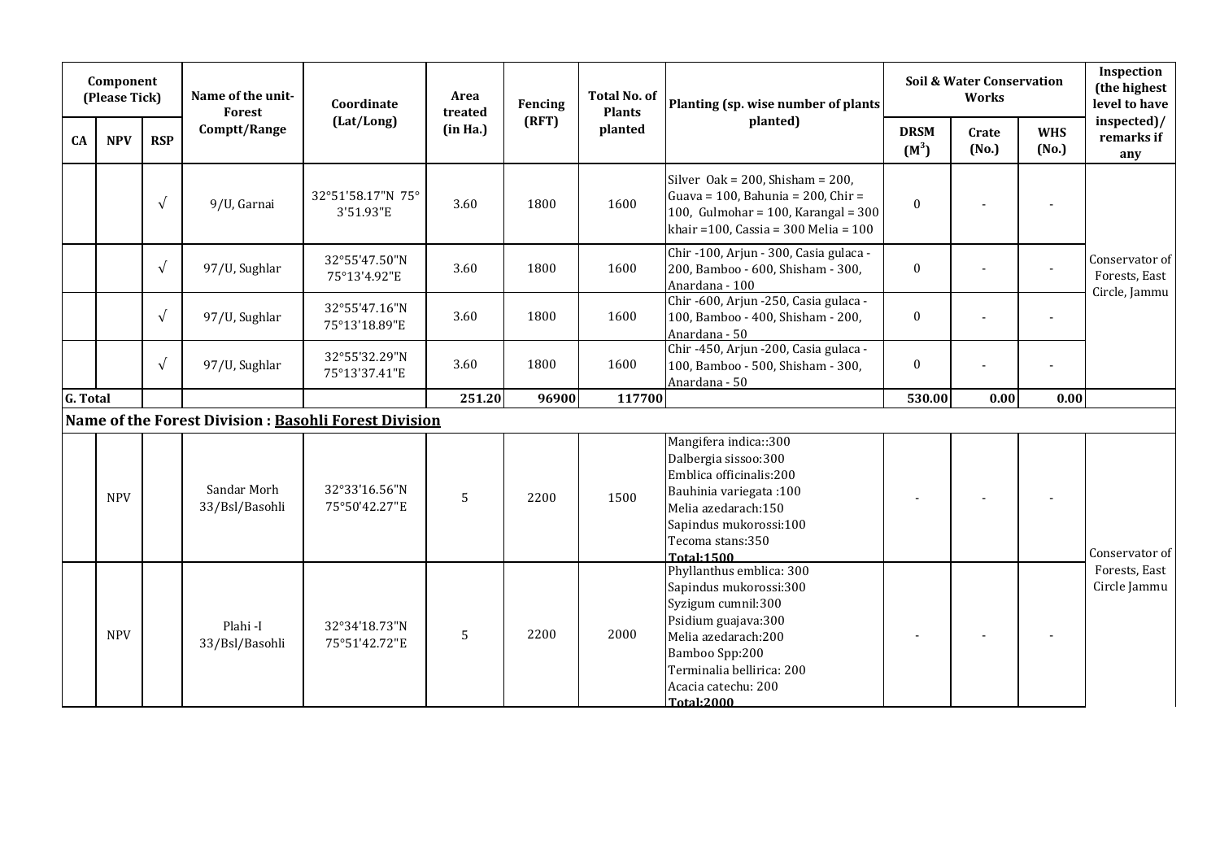| Component (Please Tick) | | | Name of the unit-Forest Comptt/Range | Coordinate (Lat/Long) | Area treated (in Ha.) | Fencing (RFT) | Total No. of Plants planted | Planting (sp. wise number of plants planted) | Soil & Water Conservation Works | | | Inspection (the highest level to have inspected)/ remarks if any |
|---|---|---|---|---|---|---|---|---|---|---|---|---|
| CA | NPV | RSP | | | | | | | DRSM ($M^3$) | Crate (No.) | WHS (No.) | |
| | | √ | 9/U, Garnai | 32°51'58.17"N 75° 3'51.93"E | 3.60 | 1800 | 1600 | Silver Oak = 200, Shisham = 200, Guava = 100, Bahunia = 200, Chir = 100, Gulmohar = 100, Karangal = 300 khair =100, Cassia = 300 Melia = 100 | 0 | - | - | Conservator of Forests, East Circle, Jammu |
| | | √ | 97/U, Sughlar | 32°55'47.50"N 75°13'4.92"E | 3.60 | 1800 | 1600 | Chir -100, Arjun - 300, Casia gulaca - 200, Bamboo - 600, Shisham - 300, Anardana - 100 | 0 | - | - | |
| | | √ | 97/U, Sughlar | 32°55'47.16"N 75°13'18.89"E | 3.60 | 1800 | 1600 | Chir -600, Arjun -250, Casia gulaca - 100, Bamboo - 400, Shisham - 200, Anardana - 50 | 0 | - | - | |
| | | √ | 97/U, Sughlar | 32°55'32.29"N 75°13'37.41"E | 3.60 | 1800 | 1600 | Chir -450, Arjun -200, Casia gulaca - 100, Bamboo - 500, Shisham - 300, Anardana - 50 | 0 | - | - | |
| **G. Total** | | | | | **251.20** | **96900** | **117700** | | **530.00** | **0.00** | **0.00** | |
| **Name of the Forest Division : Basohli Forest Division** | | | | | | | | | | | | |
| | NPV | | Sandar Morh 33/Bsl/Basohli | 32°33'16.56"N 75°50'42.27"E | 5 | 2200 | 1500 | Mangifera indica::300<br>Dalbergia sissoo:300<br>Emblica officinalis:200<br>Bauhinia variegata :100<br>Melia azedarach:150<br>Sapindus mukorossi:100<br>Tecoma stans:350<br>**Total:1500** | - | - | - | Conservator of Forests, East Circle Jammu |
| | NPV | | Plahi -I 33/Bsl/Basohli | 32°34'18.73"N 75°51'42.72"E | 5 | 2200 | 2000 | Phyllanthus emblica: 300<br>Sapindus mukorossi:300<br>Syzigum cumnil:300<br>Psidium guajava:300<br>Melia azedarach:200<br>Bamboo Spp:200<br>Terminalia bellirica: 200<br>Acacia catechu: 200<br>**Total:2000** | - | - | - | |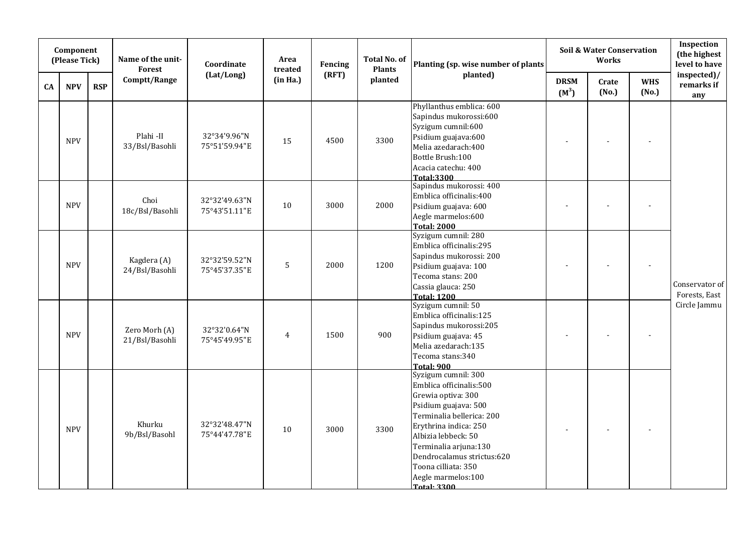| Component (Please Tick) | | | Name of the unit-Forest Comptt/Range | Coordinate (Lat/Long) | Area treated (in Ha.) | Fencing (RFT) | Total No. of Plants planted | Planting (sp. wise number of plants planted) | Soil & Water Conservation Works | | | Inspection (the highest level to have inspected)/ remarks if any |
|---|---|---|---|---|---|---|---|---|---|---|---|---|
| CA | NPV | RSP | | | | | | | DRSM ($M^3$) | Crate (No.) | WHS (No.) | |
| | NPV | | Plahi -II 33/Bsl/Basohli | 32°34'9.96"N 75°51'59.94"E | 15 | 4500 | 3300 | Phyllanthus emblica: 600<br>Sapindus mukorossi:600<br>Syzigum cumnil:600<br>Psidium guajava:600<br>Melia azedarach:400<br>Bottle Brush:100<br>Acacia catechu: 400<br>**Total:3300** | - | - | - | Conservator of Forests, East Circle Jammu |
| | NPV | | Choi 18c/Bsl/Basohli | 32°32'49.63"N 75°43'51.11"E | 10 | 3000 | 2000 | Sapindus mukorossi: 400<br>Emblica officinalis:400<br>Psidium guajava: 600<br>Aegle marmelos:600<br>**Total: 2000** | - | - | - | |
| | NPV | | Kagdera (A) 24/Bsl/Basohli | 32°32'59.52"N 75°45'37.35"E | 5 | 2000 | 1200 | Syzigum cumnil: 280<br>Emblica officinalis:295<br>Sapindus mukorossi: 200<br>Psidium guajava: 100<br>Tecoma stans: 200<br>Cassia glauca: 250<br>**Total: 1200** | - | - | - | |
| | NPV | | Zero Morh (A) 21/Bsl/Basohli | 32°32'0.64"N 75°45'49.95"E | 4 | 1500 | 900 | Syzigum cumnil: 50<br>Emblica officinalis:125<br>Sapindus mukorossi:205<br>Psidium guajava: 45<br>Melia azedarach:135<br>Tecoma stans:340<br>**Total: 900** | - | - | - | |
| | NPV | | Khurku 9b/Bsl/Basohl | 32°32'48.47"N 75°44'47.78"E | 10 | 3000 | 3300 | Syzigum cumnil: 300<br>Emblica officinalis:500<br>Grewia optiva: 300<br>Psidium guajava: 500<br>Terminalia bellerica: 200<br>Erythrina indica: 250<br>Albizia lebbeck: 50<br>Terminalia arjuna:130<br>Dendrocalamus strictus:620<br>Toona cilliata: 350<br>Aegle marmelos:100<br>**Total: 3300** | - | - | - | |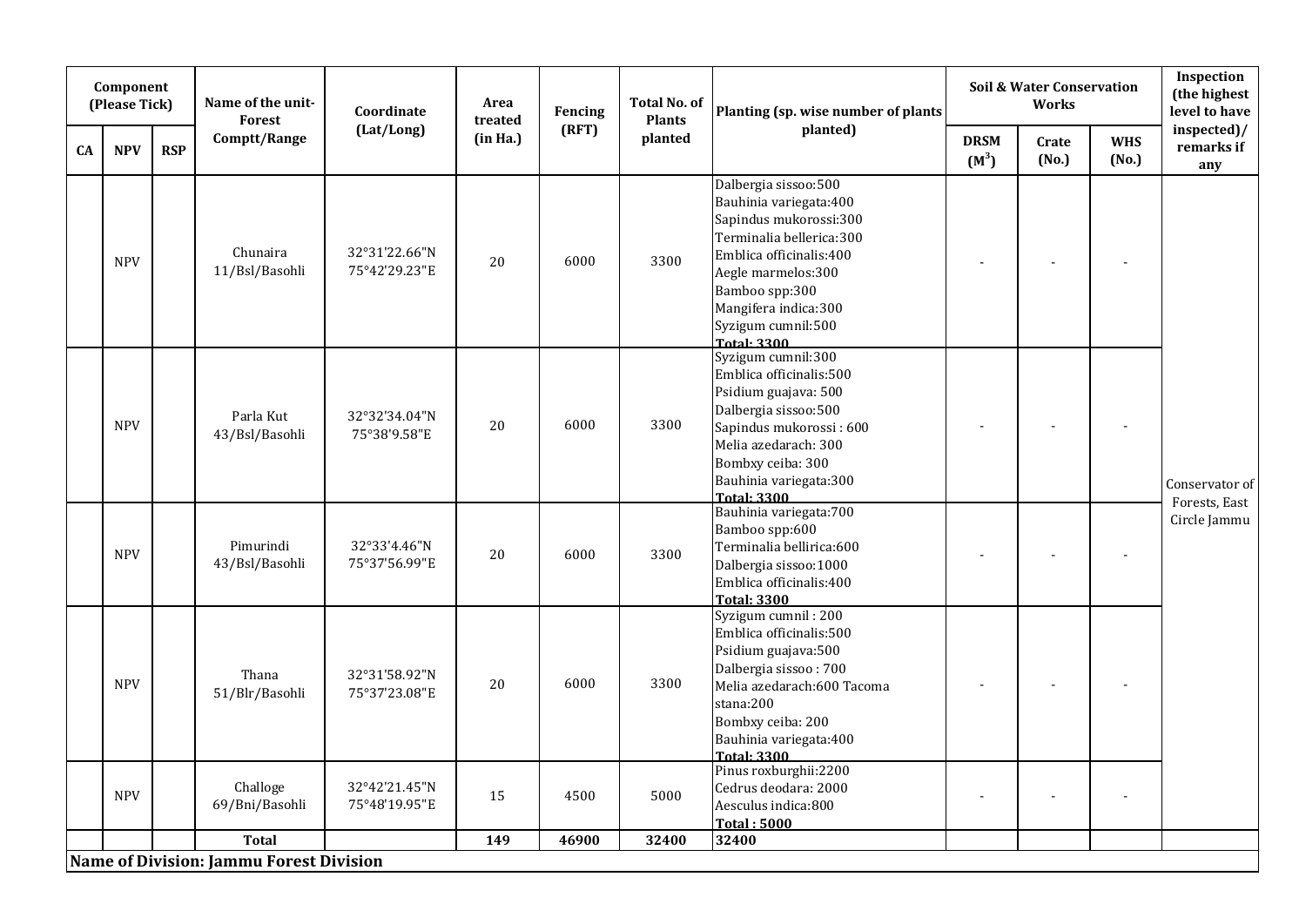| Component (Please Tick) | | | Name of the unit-Forest Comptt/Range | Coordinate (Lat/Long) | Area treated (in Ha.) | Fencing (RFT) | Total No. of Plants planted | Planting (sp. wise number of plants planted) | Soil & Water Conservation Works | | | Inspection (the highest level to have inspected)/ remarks if any |
|---|---|---|---|---|---|---|---|---|---|---|---|---|
| CA | NPV | RSP | | | | | | | DRSM ($M^3$) | Crate (No.) | WHS (No.) | |
| | NPV | | Chunaira 11/Bsl/Basohli | 32°31'22.66"N 75°42'29.23"E | 20 | 6000 | 3300 | Dalbergia sissoo:500<br>Bauhinia variegata:400<br>Sapindus mukorossi:300<br>Terminalia bellerica:300<br>Emblica officinalis:400<br>Aegle marmelos:300<br>Bamboo spp:300<br>Mangifera indica:300<br>Syzigum cumnil:500<br>**Total: 3300** | - | - | - | Conservator of Forests, East Circle Jammu |
| | NPV | | Parla Kut 43/Bsl/Basohli | 32°32'34.04"N 75°38'9.58"E | 20 | 6000 | 3300 | Syzigum cumnil:300<br>Emblica officinalis:500<br>Psidium guajava: 500<br>Dalbergia sissoo:500<br>Sapindus mukorossi : 600<br>Melia azedarach: 300<br>Bombxy ceiba: 300<br>Bauhinia variegata:300<br>**Total: 3300** | - | - | - | |
| | NPV | | Pimurindi 43/Bsl/Basohli | 32°33'4.46"N 75°37'56.99"E | 20 | 6000 | 3300 | Bauhinia variegata:700<br>Bamboo spp:600<br>Terminalia bellirica:600<br>Dalbergia sissoo:1000<br>Emblica officinalis:400<br>**Total: 3300** | - | - | - | |
| | NPV | | Thana 51/Blr/Basohli | 32°31'58.92"N 75°37'23.08"E | 20 | 6000 | 3300 | Syzigum cumnil : 200<br>Emblica officinalis:500<br>Psidium guajava:500<br>Dalbergia sissoo : 700<br>Melia azedarach:600 Tacoma stana:200<br>Bombxy ceiba: 200<br>Bauhinia variegata:400<br>**Total: 3300** | - | - | - | |
| | NPV | | Challoge 69/Bni/Basohli | 32°42'21.45"N 75°48'19.95"E | 15 | 4500 | 5000 | Pinus roxburghii:2200<br>Cedrus deodara: 2000<br>Aesculus indica:800<br>**Total : 5000** | - | - | - | |
| | | | **Total** | | **149** | **46900** | **32400** | **32400** | | | | |

**Name of Division: Jammu Forest Division**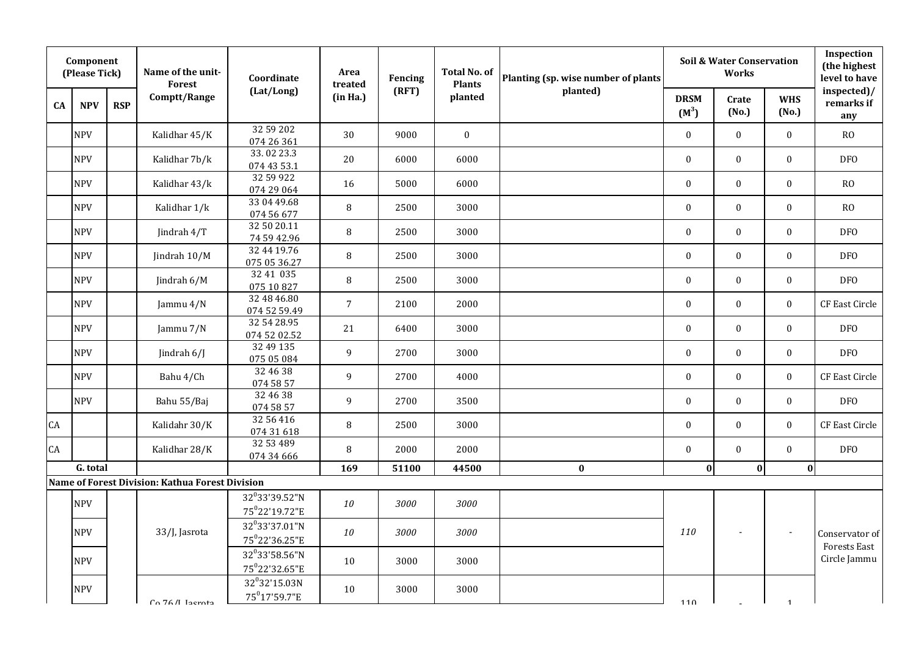| Component (Please Tick) | | | Name of the unit-Forest Comptt/Range | Coordinate (Lat/Long) | Area treated (in Ha.) | Fencing (RFT) | Total No. of Plants planted | Planting (sp. wise number of plants planted) | Soil & Water Conservation Works | | | Inspection (the highest level to have inspected)/ remarks if any |
|---|---|---|---|---|---|---|---|---|---|---|---|---|
| CA | NPV | RSP | | | | | | | DRSM ($M^3$) | Crate (No.) | WHS (No.) | |
| | NPV | | Kalidhar 45/K | 32 59 202 074 26 361 | 30 | 9000 | 0 | | 0 | 0 | 0 | RO |
| | NPV | | Kalidhar 7b/k | 33. 02 23.3 074 43 53.1 | 20 | 6000 | 6000 | | 0 | 0 | 0 | DFO |
| | NPV | | Kalidhar 43/k | 32 59 922 074 29 064 | 16 | 5000 | 6000 | | 0 | 0 | 0 | RO |
| | NPV | | Kalidhar 1/k | 33 04 49.68 074 56 677 | 8 | 2500 | 3000 | | 0 | 0 | 0 | RO |
| | NPV | | Jindrah 4/T | 32 50 20.11 74 59 42.96 | 8 | 2500 | 3000 | | 0 | 0 | 0 | DFO |
| | NPV | | Jindrah 10/M | 32 44 19.76 075 05 36.27 | 8 | 2500 | 3000 | | 0 | 0 | 0 | DFO |
| | NPV | | Jindrah 6/M | 32 41 035 075 10 827 | 8 | 2500 | 3000 | | 0 | 0 | 0 | DFO |
| | NPV | | Jammu 4/N | 32 48 46.80 074 52 59.49 | 7 | 2100 | 2000 | | 0 | 0 | 0 | CF East Circle |
| | NPV | | Jammu 7/N | 32 54 28.95 074 52 02.52 | 21 | 6400 | 3000 | | 0 | 0 | 0 | DFO |
| | NPV | | Jindrah 6/J | 32 49 135 075 05 084 | 9 | 2700 | 3000 | | 0 | 0 | 0 | DFO |
| | NPV | | Bahu 4/Ch | 32 46 38 074 58 57 | 9 | 2700 | 4000 | | 0 | 0 | 0 | CF East Circle |
| | NPV | | Bahu 55/Baj | 32 46 38 074 58 57 | 9 | 2700 | 3500 | | 0 | 0 | 0 | DFO |
| CA | | | Kalidahr 30/K | 32 56 416 074 31 618 | 8 | 2500 | 3000 | | 0 | 0 | 0 | CF East Circle |
| CA | | | Kalidhar 28/K | 32 53 489 074 34 666 | 8 | 2000 | 2000 | | 0 | 0 | 0 | DFO |
| | **G. total** | | | | **169** | **51100** | **44500** | **0** | **0** | **0** | **0** | |
| **Name of Forest Division: Kathua Forest Division** | | | | | | | | | | | | |
| | NPV | | 33/J, Jasrota | 32°33'39.52"N 75°22'19.72"E | *10* | *3000* | *3000* | | *110* | - | - | Conservator of Forests East Circle Jammu |
| | NPV | | | 32°33'37.01"N 75°22'36.25"E | *10* | *3000* | *3000* | | | | | |
| | NPV | | | 32°33'58.56"N 75°22'32.65"E | 10 | 3000 | 3000 | | | | | |
| | NPV | | Co 76/J, Jasrota | 32°32'15.03N 75°17'59.7"E | 10 | 3000 | 3000 | | 110 | - | 1 | |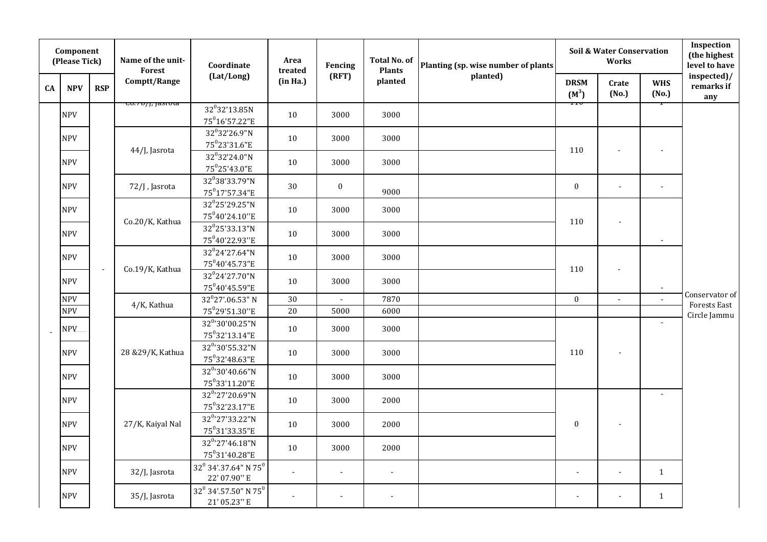| Component (Please Tick) | | | Name of the unit-Forest Comptt/Range | Coordinate (Lat/Long) | Area treated (in Ha.) | Fencing (RFT) | Total No. of Plants planted | Planting (sp. wise number of plants planted) | Soil & Water Conservation Works | | | Inspection (the highest level to have inspected)/ remarks if any |
|---|---|---|---|---|---|---|---|---|---|---|---|---|
| CA | NPV | RSP | | | | | | | DRSM ($M^3$) | Crate (No.) | WHS (No.) | |
| | NPV | | Co.76/J, Jasrota | 32⁰32'13.85N 75⁰16'57.22"E | 10 | 3000 | 3000 | | 110 | | 1 | |
| | NPV | | 44/J, Jasrota | 32⁰32'26.9"N 75⁰23'31.6"E | 10 | 3000 | 3000 | | 110 | - | - | |
| | NPV | | | 32⁰32'24.0"N 75⁰25'43.0"E | 10 | 3000 | 3000 | | | | | |
| | NPV | | 72/J , Jasrota | 32⁰38'33.79"N 75⁰17'57.34"E | 30 | 0 | 9000 | | 0 | - | - | |
| | NPV | | Co.20/K, Kathua | 32⁰25'29.25"N 75⁰40'24.10''E | 10 | 3000 | 3000 | | 110 | - | | |
| | NPV | | | 32⁰25'33.13"N 75⁰40'22.93''E | 10 | 3000 | 3000 | | | | - | |
| | NPV | | Co.19/K, Kathua | 32⁰24'27.64"N 75⁰40'45.73"E | 10 | 3000 | 3000 | | 110 | - | | |
| | NPV | - | | 32⁰24'27.70"N 75⁰40'45.59"E | 10 | 3000 | 3000 | | | | - | |
| | NPV | | 4/K, Kathua | 32⁰27'.06.53" N | 30 | - | 7870 | | 0 | - | - | Conservator of Forests East Circle Jammu |
| | NPV | | | 75⁰29'51.30''E | 20 | 5000 | 6000 | | | | | |
| - | NPV | | 28 &29/K, Kathua | 32⁰'30'00.25"N 75⁰32'13.14"E | 10 | 3000 | 3000 | | 110 | - | - | |
| | NPV | | | 32⁰'30'55.32"N 75⁰32'48.63"E | 10 | 3000 | 3000 | | | | | |
| | NPV | | | 32⁰'30'40.66"N 75⁰33'11.20"E | 10 | 3000 | 3000 | | | | | |
| | NPV | | 27/K, Kaiyal Nal | 32⁰'27'20.69"N 75⁰32'23.17"E | 10 | 3000 | 2000 | | 0 | - | - | |
| | NPV | | | 32⁰'27'33.22"N 75⁰31'33.35"E | 10 | 3000 | 2000 | | | | | |
| | NPV | | | 32⁰'27'46.18"N 75⁰31'40.28"E | 10 | 3000 | 2000 | | | | | |
| | NPV | | 32/J, Jasrota | 32⁰ 34'.37.64" N 75⁰ 22' 07.90'' E | - | - | - | | - | - | 1 | |
| | NPV | | 35/J, Jasrota | 32⁰ 34'.57.50" N 75⁰ 21' 05.23'' E | - | - | - | | - | - | 1 | |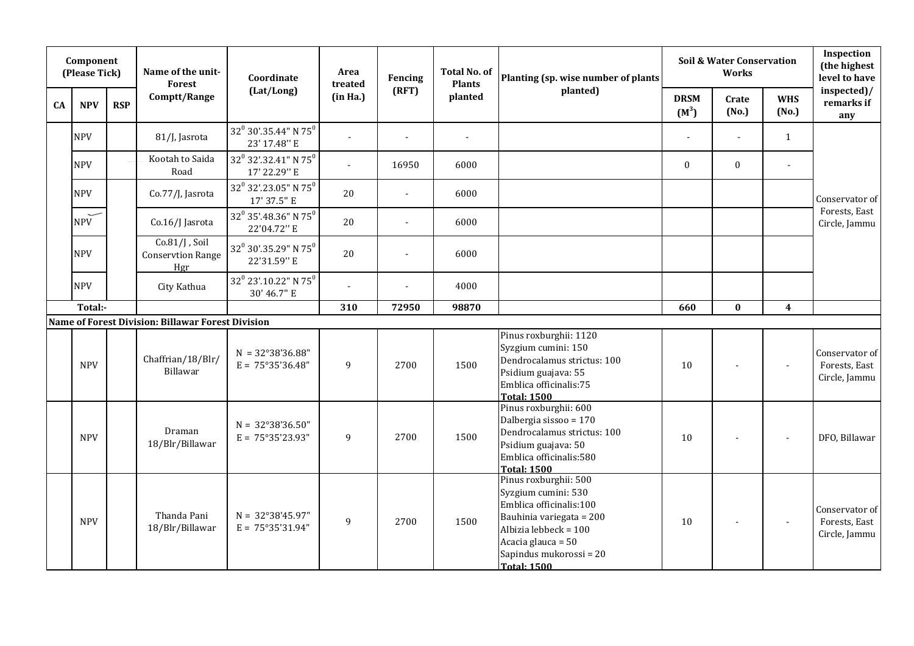| Component (Please Tick) | | | Name of the unit-Forest Comptt/Range | Coordinate (Lat/Long) | Area treated (in Ha.) | Fencing (RFT) | Total No. of Plants planted | Planting (sp. wise number of plants planted) | Soil & Water Conservation Works | | | Inspection (the highest level to have inspected)/ remarks if any |
|---|---|---|---|---|---|---|---|---|---|---|---|---|
| CA | NPV | RSP | | | | | | | DRSM ($M^3$) | Crate (No.) | WHS (No.) | |
| | NPV | | 81/J, Jasrota | $32^0$ 30'.35.44" N $75^0$ 23' 17.48'' E | - | - | - | | - | - | 1 | Conservator of Forests, East Circle, Jammu |
| | NPV | | Kootah to Saida Road | $32^0$ 32'.32.41" N $75^0$ 17' 22.29'' E | - | 16950 | 6000 | | 0 | 0 | - | |
| | NPV | | Co.77/J, Jasrota | $32^0$ 32'.23.05" N $75^0$ 17' 37.5" E | 20 | - | 6000 | | | | | |
| | NPV | | Co.16/J Jasrota | $32^0$ 35'.48.36" N $75^0$ 22'04.72'' E | 20 | - | 6000 | | | | | |
| | NPV | | Co.81/J , Soil Conservtion Range Hgr | $32^0$ 30'.35.29" N $75^0$ 22'31.59'' E | 20 | - | 6000 | | | | | |
| | NPV | | City Kathua | $32^0$ 23'.10.22" N $75^0$ 30' 46.7" E | - | - | 4000 | | | | | |
| **Total:-** | | | | | **310** | **72950** | **98870** | | **660** | **0** | **4** | |
| **Name of Forest Division: Billawar Forest Division** | | | | | | | | | | | | |
| | NPV | | Chaffrian/18/Blr/ Billawar | N = 32°38'36.88" E = 75°35'36.48" | 9 | 2700 | 1500 | Pinus roxburghii: 1120<br>Syzgium cumini: 150<br>Dendrocalamus strictus: 100<br>Psidium guajava: 55<br>Emblica officinalis:75<br>**Total: 1500** | 10 | - | - | Conservator of Forests, East Circle, Jammu |
| | NPV | | Draman 18/Blr/Billawar | N = 32°38'36.50" E = 75°35'23.93" | 9 | 2700 | 1500 | Pinus roxburghii: 600<br>Dalbergia sissoo = 170<br>Dendrocalamus strictus: 100<br>Psidium guajava: 50<br>Emblica officinalis:580<br>**Total: 1500** | 10 | - | - | DFO, Billawar |
| | NPV | | Thanda Pani 18/Blr/Billawar | N = 32°38'45.97" E = 75°35'31.94" | 9 | 2700 | 1500 | Pinus roxburghii: 500<br>Syzgium cumini: 530<br>Emblica officinalis:100<br>Bauhinia variegata = 200<br>Albizia lebbeck = 100<br>Acacia glauca = 50<br>Sapindus mukorossi = 20<br>**Total: 1500** | 10 | - | - | Conservator of Forests, East Circle, Jammu |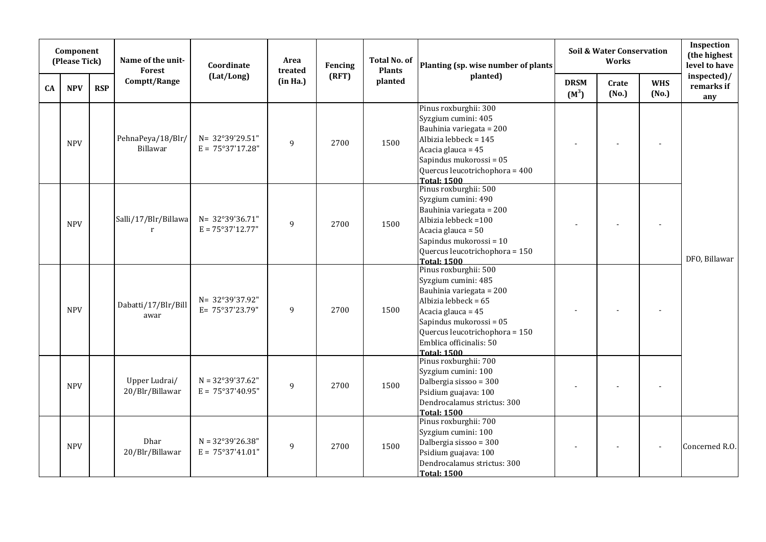| Component (Please Tick) | | | Name of the unit-Forest Comptt/Range | Coordinate (Lat/Long) | Area treated (in Ha.) | Fencing (RFT) | Total No. of Plants planted | Planting (sp. wise number of plants planted) | Soil & Water Conservation Works | | | Inspection (the highest level to have inspected)/ remarks if any |
|---|---|---|---|---|---|---|---|---|---|---|---|---|
| CA | NPV | RSP | | | | | | | DRSM ($M^3$) | Crate (No.) | WHS (No.) | |
| | NPV | | PehnaPeya/18/Blr/ Billawar | N= 32°39'29.51" E = 75°37'17.28" | 9 | 2700 | 1500 | Pinus roxburghii: 300<br>Syzgium cumini: 405<br>Bauhinia variegata = 200<br>Albizia lebbeck = 145<br>Acacia glauca = 45<br>Sapindus mukorossi = 05<br>Quercus leucotrichophora = 400<br>**Total: 1500** | - | - | - | DFO, Billawar |
| | NPV | | Salli/17/Blr/Billawar | N= 32°39'36.71" E = 75°37'12.77" | 9 | 2700 | 1500 | Pinus roxburghii: 500<br>Syzgium cumini: 490<br>Bauhinia variegata = 200<br>Albizia lebbeck =100<br>Acacia glauca = 50<br>Sapindus mukorossi = 10<br>Quercus leucotrichophora = 150<br>**Total: 1500** | - | - | - | |
| | NPV | | Dabatti/17/Blr/Billawar | N= 32°39'37.92" E= 75°37'23.79" | 9 | 2700 | 1500 | Pinus roxburghii: 500<br>Syzgium cumini: 485<br>Bauhinia variegata = 200<br>Albizia lebbeck = 65<br>Acacia glauca = 45<br>Sapindus mukorossi = 05<br>Quercus leucotrichophora = 150<br>Emblica officinalis: 50<br>**Total: 1500** | - | - | - | |
| | NPV | | Upper Ludrai/ 20/Blr/Billawar | N = 32°39'37.62" E = 75°37'40.95" | 9 | 2700 | 1500 | Pinus roxburghii: 700<br>Syzgium cumini: 100<br>Dalbergia sissoo = 300<br>Psidium guajava: 100<br>Dendrocalamus strictus: 300<br>**Total: 1500** | - | - | - | |
| | NPV | | Dhar 20/Blr/Billawar | N = 32°39'26.38" E = 75°37'41.01" | 9 | 2700 | 1500 | Pinus roxburghii: 700<br>Syzgium cumini: 100<br>Dalbergia sissoo = 300<br>Psidium guajava: 100<br>Dendrocalamus strictus: 300<br>**Total: 1500** | - | - | - | Concerned R.O. |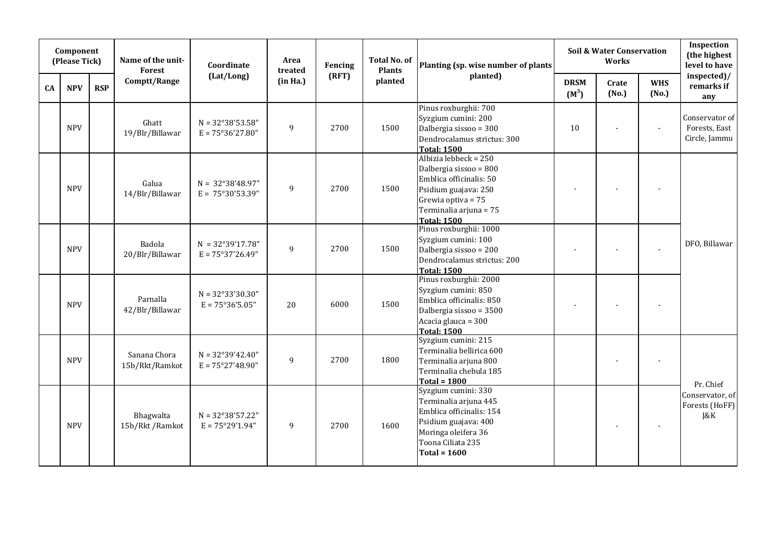| Component (Please Tick) | | | Name of the unit-Forest Comptt/Range | Coordinate (Lat/Long) | Area treated (in Ha.) | Fencing (RFT) | Total No. of Plants planted | Planting (sp. wise number of plants planted) | Soil & Water Conservation Works | | | Inspection (the highest level to have inspected)/ remarks if any |
|---|---|---|---|---|---|---|---|---|---|---|---|---|
| CA | NPV | RSP | | | | | | | DRSM ($M^3$) | Crate (No.) | WHS (No.) | |
| | NPV | | Ghatt 19/Blr/Billawar | N = 32°38'53.58" E = 75°36'27.80" | 9 | 2700 | 1500 | Pinus roxburghii: 700<br>Syzgium cumini: 200<br>Dalbergia sissoo = 300<br>Dendrocalamus strictus: 300<br>**Total: 1500** | 10 | - | - | Conservator of Forests, East Circle, Jammu |
| | NPV | | Galua 14/Blr/Billawar | N = 32°38'48.97" E = 75°30'53.39" | 9 | 2700 | 1500 | Albizia lebbeck = 250<br>Dalbergia sissoo = 800<br>Emblica officinalis: 50<br>Psidium guajava: 250<br>Grewia optiva = 75<br>Terminalia arjuna = 75<br>**Total: 1500** | - | - | - | DFO, Billawar |
| | NPV | | Badola 20/Blr/Billawar | N = 32°39'17.78" E = 75°37'26.49" | 9 | 2700 | 1500 | Pinus roxburghii: 1000<br>Syzgium cumini: 100<br>Dalbergia sissoo = 200<br>Dendrocalamus strictus: 200<br>**Total: 1500** | - | - | - | |
| | NPV | | Parnalla 42/Blr/Billawar | N = 32°33'30.30" E = 75°36'5.05" | 20 | 6000 | 1500 | Pinus roxburghii: 2000<br>Syzgium cumini: 850<br>Emblica officinalis: 850<br>Dalbergia sissoo = 3500<br>Acacia glauca = 300<br>**Total: 1500** | - | - | - | |
| | NPV | | Sanana Chora 15b/Rkt/Ramkot | N = 32°39'42.40" E = 75°27'48.90" | 9 | 2700 | 1800 | Syzgium cumini: 215<br>Terminalia bellirica 600<br>Terminalia arjuna 800<br>Terminalia chebula 185<br>**Total = 1800** | | - | - | Pr. Chief Conservator, of Forests (HoFF) J&K |
| | NPV | | Bhagwalta 15b/Rkt /Ramkot | N = 32°38'57.22" E = 75°29'1.94" | 9 | 2700 | 1600 | Syzgium cumini: 330<br>Terminalia arjuna 445<br>Emblica officinalis: 154<br>Psidium guajava: 400<br>Moringa oleifera 36<br>Toona Ciliata 235<br>**Total = 1600** | | - | - | |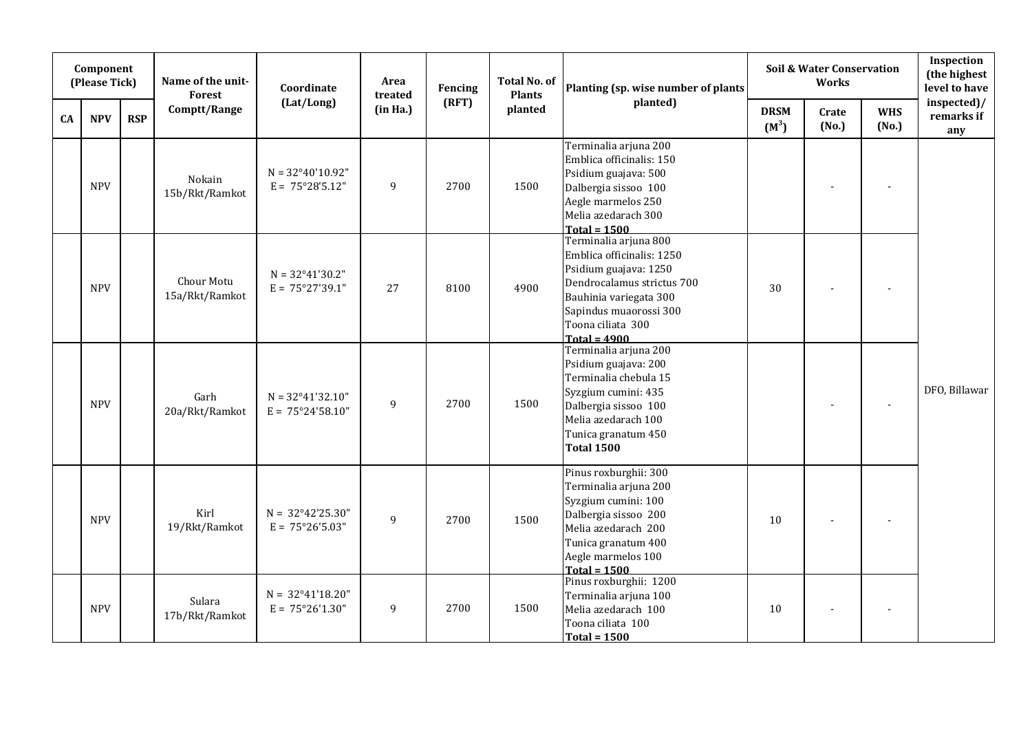| Component (Please Tick) | | | Name of the unit-Forest Comptt/Range | Coordinate (Lat/Long) | Area treated (in Ha.) | Fencing (RFT) | Total No. of Plants planted | Planting (sp. wise number of plants planted) | Soil & Water Conservation Works | | | Inspection (the highest level to have inspected)/ remarks if any |
|---|---|---|---|---|---|---|---|---|---|---|---|---|
| CA | NPV | RSP | | | | | | | DRSM ($M^3$) | Crate (No.) | WHS (No.) | |
| | NPV | | Nokain 15b/Rkt/Ramkot | N = 32°40'10.92" E = 75°28'5.12" | 9 | 2700 | 1500 | Terminalia arjuna 200<br>Emblica officinalis: 150<br>Psidium guajava: 500<br>Dalbergia sissoo 100<br>Aegle marmelos 250<br>Melia azedarach 300<br>**Total = 1500** | | - | - | DFO, Billawar |
| | NPV | | Chour Motu 15a/Rkt/Ramkot | N = 32°41'30.2" E = 75°27'39.1" | 27 | 8100 | 4900 | Terminalia arjuna 800<br>Emblica officinalis: 1250<br>Psidium guajava: 1250<br>Dendrocalamus strictus 700<br>Bauhinia variegata 300<br>Sapindus muaorossi 300<br>Toona ciliata 300<br>**Total = 4900** | 30 | - | - | |
| | NPV | | Garh 20a/Rkt/Ramkot | N = 32°41'32.10" E = 75°24'58.10" | 9 | 2700 | 1500 | Terminalia arjuna 200<br>Psidium guajava: 200<br>Terminalia chebula 15<br>Syzgium cumini: 435<br>Dalbergia sissoo 100<br>Melia azedarach 100<br>Tunica granatum 450<br>**Total 1500** | | - | - | |
| | NPV | | Kirl 19/Rkt/Ramkot | N = 32°42'25.30" E = 75°26'5.03" | 9 | 2700 | 1500 | Pinus roxburghii: 300<br>Terminalia arjuna 200<br>Syzgium cumini: 100<br>Dalbergia sissoo 200<br>Melia azedarach 200<br>Tunica granatum 400<br>Aegle marmelos 100<br>**Total = 1500** | 10 | - | - | |
| | NPV | | Sulara 17b/Rkt/Ramkot | N = 32°41'18.20" E = 75°26'1.30" | 9 | 2700 | 1500 | Pinus roxburghii: 1200<br>Terminalia arjuna 100<br>Melia azedarach 100<br>Toona ciliata 100<br>**Total = 1500** | 10 | - | - | |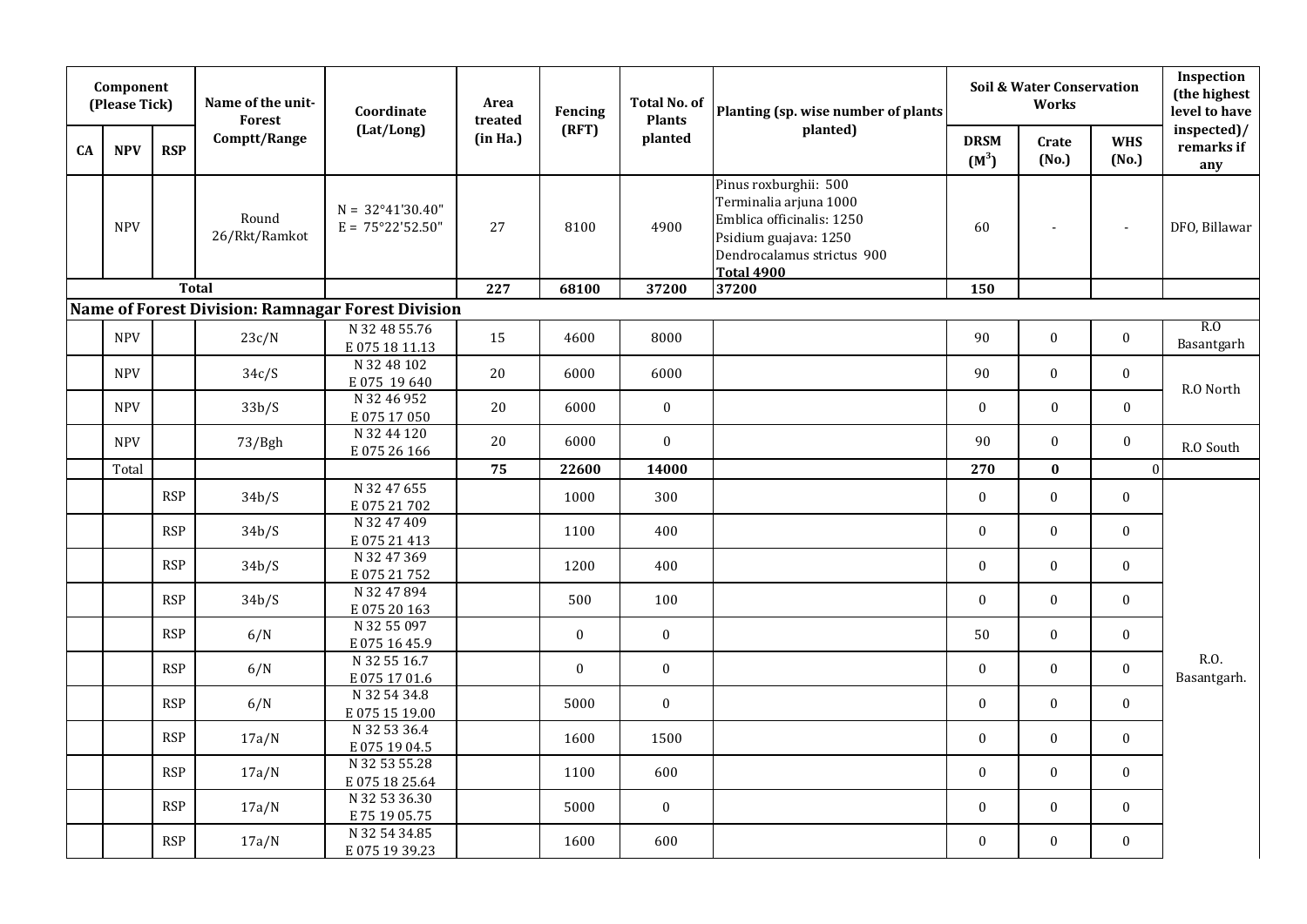| Component (Please Tick) | | | Name of the unit-Forest Comptt/Range | Coordinate (Lat/Long) | Area treated (in Ha.) | Fencing (RFT) | Total No. of Plants planted | Planting (sp. wise number of plants planted) | Soil & Water Conservation Works | | | Inspection (the highest level to have inspected)/ remarks if any |
|---|---|---|---|---|---|---|---|---|---|---|---|---|
| CA | NPV | RSP | | | | | | | DRSM ($M^3$) | Crate (No.) | WHS (No.) | |
| | NPV | | Round 26/Rkt/Ramkot | N = 32°41'30.40" E = 75°22'52.50" | 27 | 8100 | 4900 | Pinus roxburghii: 500 Terminalia arjuna 1000 Emblica officinalis: 1250 Psidium guajava: 1250 Dendrocalamus strictus 900 **Total 4900** | 60 | - | - | DFO, Billawar |
| | | **Total** | | | **227** | **68100** | **37200** | **37200** | **150** | | | |
| **Name of Forest Division: Ramnagar Forest Division** | | | | | | | | | | | | |
| | NPV | | 23c/N | N 32 48 55.76 E 075 18 11.13 | 15 | 4600 | 8000 | | 90 | 0 | 0 | R.O Basantgarh |
| | NPV | | 34c/S | N 32 48 102 E 075 19 640 | 20 | 6000 | 6000 | | 90 | 0 | 0 | R.O North |
| | NPV | | 33b/S | N 32 46 952 E 075 17 050 | 20 | 6000 | 0 | | 0 | 0 | 0 | |
| | NPV | | 73/Bgh | N 32 44 120 E 075 26 166 | 20 | 6000 | 0 | | 90 | 0 | 0 | R.O South |
| | Total | | | | **75** | **22600** | **14000** | | **270** | **0** | 0 | |
| | | RSP | 34b/S | N 32 47 655 E 075 21 702 | | 1000 | 300 | | 0 | 0 | 0 | R.O. Basantgarh. |
| | | RSP | 34b/S | N 32 47 409 E 075 21 413 | | 1100 | 400 | | 0 | 0 | 0 | |
| | | RSP | 34b/S | N 32 47 369 E 075 21 752 | | 1200 | 400 | | 0 | 0 | 0 | |
| | | RSP | 34b/S | N 32 47 894 E 075 20 163 | | 500 | 100 | | 0 | 0 | 0 | |
| | | RSP | 6/N | N 32 55 097 E 075 16 45.9 | | 0 | 0 | | 50 | 0 | 0 | |
| | | RSP | 6/N | N 32 55 16.7 E 075 17 01.6 | | 0 | 0 | | 0 | 0 | 0 | |
| | | RSP | 6/N | N 32 54 34.8 E 075 15 19.00 | | 5000 | 0 | | 0 | 0 | 0 | |
| | | RSP | 17a/N | N 32 53 36.4 E 075 19 04.5 | | 1600 | 1500 | | 0 | 0 | 0 | |
| | | RSP | 17a/N | N 32 53 55.28 E 075 18 25.64 | | 1100 | 600 | | 0 | 0 | 0 | |
| | | RSP | 17a/N | N 32 53 36.30 E 75 19 05.75 | | 5000 | 0 | | 0 | 0 | 0 | |
| | | RSP | 17a/N | N 32 54 34.85 E 075 19 39.23 | | 1600 | 600 | | 0 | 0 | 0 | |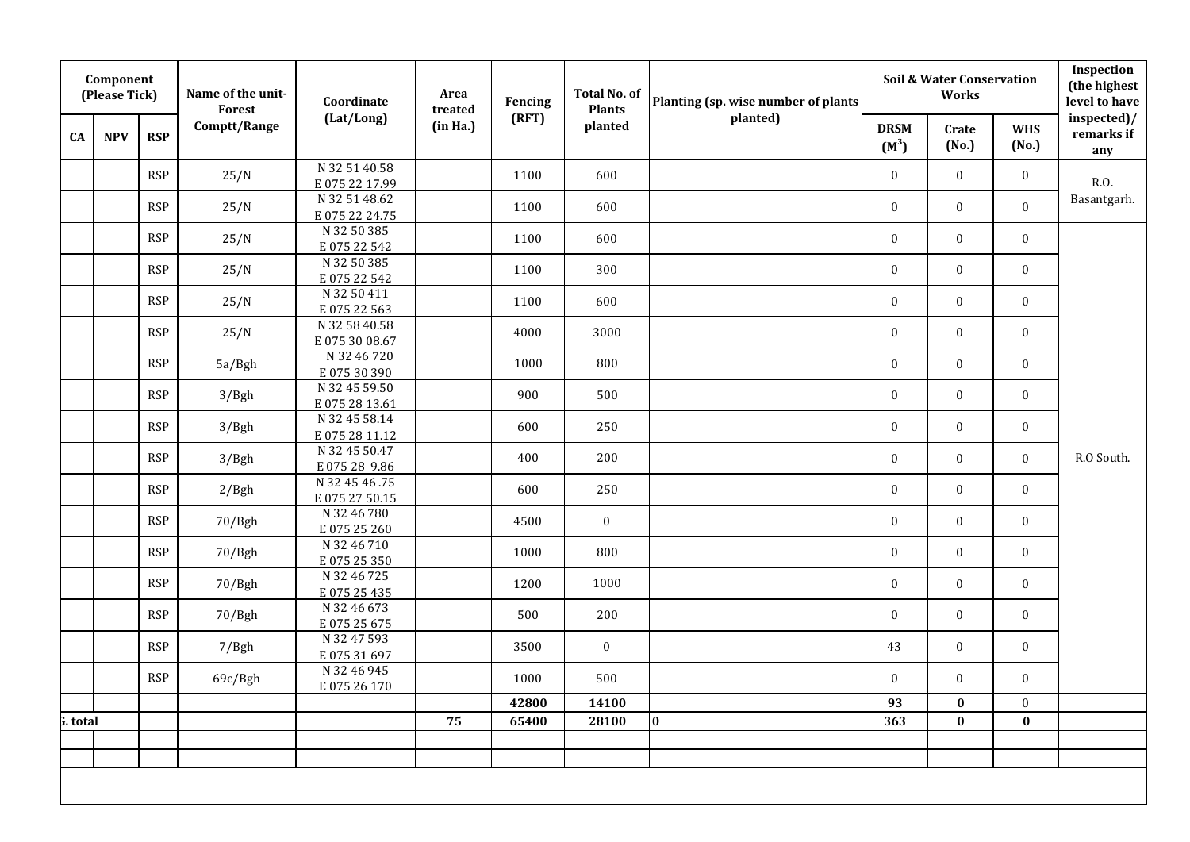| Component (Please Tick) | | | Name of the unit-Forest Comptt/Range | Coordinate (Lat/Long) | Area treated (in Ha.) | Fencing (RFT) | Total No. of Plants planted | Planting (sp. wise number of plants planted) | Soil & Water Conservation Works | | | Inspection (the highest level to have inspected)/ remarks if any |
|---|---|---|---|---|---|---|---|---|---|---|---|---|
| CA | NPV | RSP | | | | | | | DRSM ($M^3$) | Crate (No.) | WHS (No.) | |
| | | RSP | 25/N | N 32 51 40.58 E 075 22 17.99 | | 1100 | 600 | | 0 | 0 | 0 | R.O. Basantgarh. |
| | | RSP | 25/N | N 32 51 48.62 E 075 22 24.75 | | 1100 | 600 | | 0 | 0 | 0 | |
| | | RSP | 25/N | N 32 50 385 E 075 22 542 | | 1100 | 600 | | 0 | 0 | 0 | R.O South. |
| | | RSP | 25/N | N 32 50 385 E 075 22 542 | | 1100 | 300 | | 0 | 0 | 0 | |
| | | RSP | 25/N | N 32 50 411 E 075 22 563 | | 1100 | 600 | | 0 | 0 | 0 | |
| | | RSP | 25/N | N 32 58 40.58 E 075 30 08.67 | | 4000 | 3000 | | 0 | 0 | 0 | |
| | | RSP | 5a/Bgh | N 32 46 720 E 075 30 390 | | 1000 | 800 | | 0 | 0 | 0 | |
| | | RSP | 3/Bgh | N 32 45 59.50 E 075 28 13.61 | | 900 | 500 | | 0 | 0 | 0 | |
| | | RSP | 3/Bgh | N 32 45 58.14 E 075 28 11.12 | | 600 | 250 | | 0 | 0 | 0 | |
| | | RSP | 3/Bgh | N 32 45 50.47 E 075 28 9.86 | | 400 | 200 | | 0 | 0 | 0 | |
| | | RSP | 2/Bgh | N 32 45 46 .75 E 075 27 50.15 | | 600 | 250 | | 0 | 0 | 0 | |
| | | RSP | 70/Bgh | N 32 46 780 E 075 25 260 | | 4500 | 0 | | 0 | 0 | 0 | |
| | | RSP | 70/Bgh | N 32 46 710 E 075 25 350 | | 1000 | 800 | | 0 | 0 | 0 | |
| | | RSP | 70/Bgh | N 32 46 725 E 075 25 435 | | 1200 | 1000 | | 0 | 0 | 0 | |
| | | RSP | 70/Bgh | N 32 46 673 E 075 25 675 | | 500 | 200 | | 0 | 0 | 0 | |
| | | RSP | 7/Bgh | N 32 47 593 E 075 31 697 | | 3500 | 0 | | 43 | 0 | 0 | |
| | | RSP | 69c/Bgh | N 32 46 945 E 075 26 170 | | 1000 | 500 | | 0 | 0 | 0 | |
| | | | | | | **42800** | **14100** | | **93** | **0** | 0 | |
| **G. total** | | | | | **75** | **65400** | **28100** | **0** | **363** | **0** | **0** | |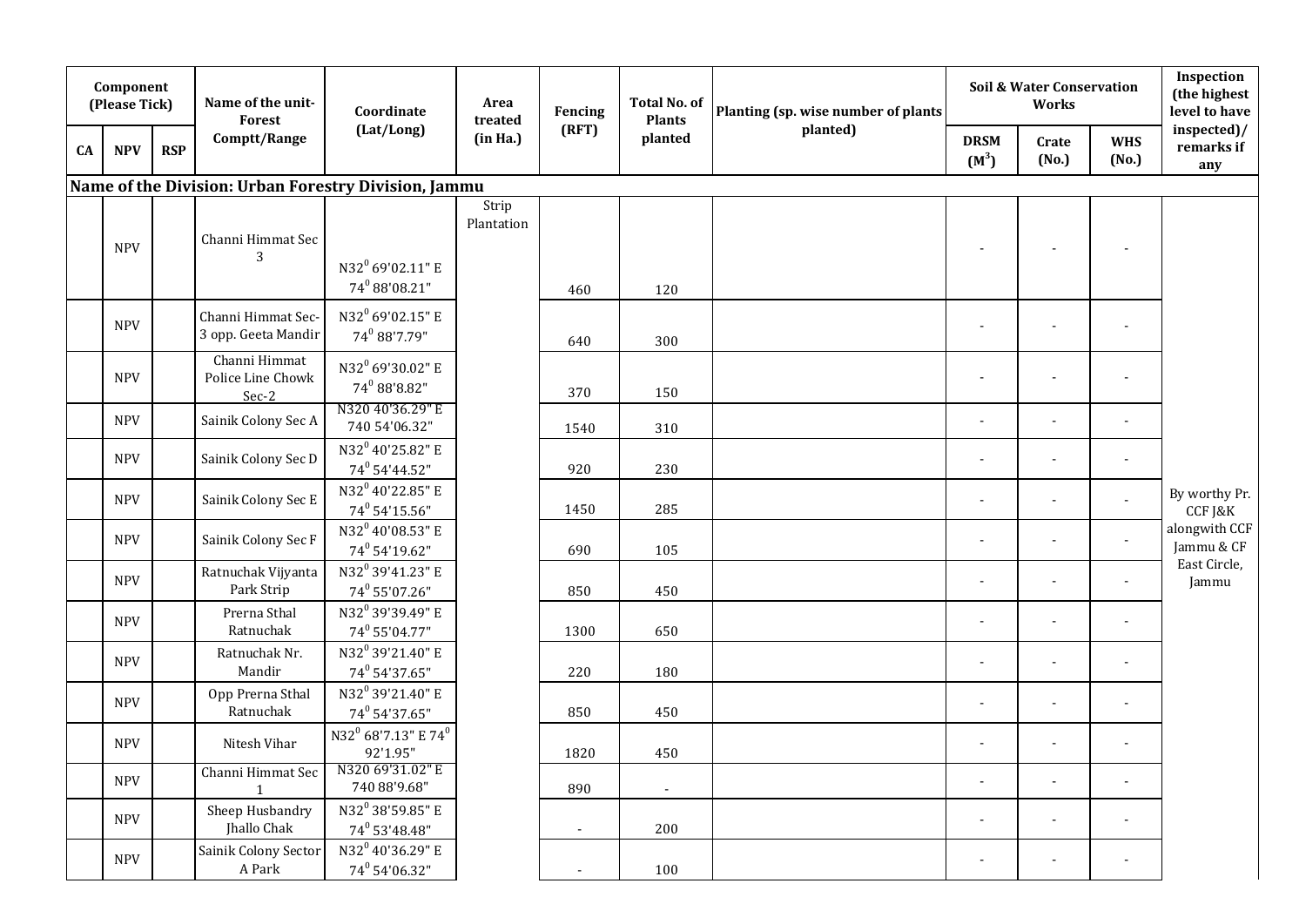| Component (Please Tick) | | | Name of the unit-Forest Comptt/Range | Coordinate (Lat/Long) | Area treated (in Ha.) | Fencing (RFT) | Total No. of Plants planted | Planting (sp. wise number of plants planted) | Soil & Water Conservation Works | | | Inspection (the highest level to have inspected)/ remarks if any |
|---|---|---|---|---|---|---|---|---|---|---|---|---|
| CA | NPV | RSP | | | | | | | DRSM ($M^3$) | Crate (No.) | WHS (No.) | |
| **Name of the Division: Urban Forestry Division, Jammu** | | | | | | | | | | | | |
| | NPV | | Channi Himmat Sec 3 | N32$^0$ 69'02.11" E 74$^0$ 88'08.21" | Strip Plantation | 460 | 120 | | - | - | - | By worthy Pr. CCF J&K alongwith CCF Jammu & CF East Circle, Jammu |
| | NPV | | Channi Himmat Sec-3 opp. Geeta Mandir | N32$^0$ 69'02.15" E 74$^0$ 88'7.79" | | 640 | 300 | | - | - | - | |
| | NPV | | Channi Himmat Police Line Chowk Sec-2 | N32$^0$ 69'30.02" E 74$^0$ 88'8.82" | | 370 | 150 | | - | - | - | |
| | NPV | | Sainik Colony Sec A | N320 40'36.29" E 740 54'06.32" | | 1540 | 310 | | - | - | - | |
| | NPV | | Sainik Colony Sec D | N32$^0$ 40'25.82" E 74$^0$ 54'44.52" | | 920 | 230 | | - | - | - | |
| | NPV | | Sainik Colony Sec E | N32$^0$ 40'22.85" E 74$^0$ 54'15.56" | | 1450 | 285 | | - | - | - | |
| | NPV | | Sainik Colony Sec F | N32$^0$ 40'08.53" E 74$^0$ 54'19.62" | | 690 | 105 | | - | - | - | |
| | NPV | | Ratnuchak Vijyanta Park Strip | N32$^0$ 39'41.23" E 74$^0$ 55'07.26" | | 850 | 450 | | - | - | - | |
| | NPV | | Prerna Sthal Ratnuchak | N32$^0$ 39'39.49" E 74$^0$ 55'04.77" | | 1300 | 650 | | - | - | - | |
| | NPV | | Ratnuchak Nr. Mandir | N32$^0$ 39'21.40" E 74$^0$ 54'37.65" | | 220 | 180 | | - | - | - | |
| | NPV | | Opp Prerna Sthal Ratnuchak | N32$^0$ 39'21.40" E 74$^0$ 54'37.65" | | 850 | 450 | | - | - | - | |
| | NPV | | Nitesh Vihar | N32$^0$ 68'7.13" E 74$^0$ 92'1.95" | | 1820 | 450 | | - | - | - | |
| | NPV | | Channi Himmat Sec 1 | N320 69'31.02" E 740 88'9.68" | | 890 | - | | - | - | - | |
| | NPV | | Sheep Husbandry Jhallo Chak | N32$^0$ 38'59.85" E 74$^0$ 53'48.48" | | - | 200 | | - | - | - | |
| | NPV | | Sainik Colony Sector A Park | N32$^0$ 40'36.29" E 74$^0$ 54'06.32" | | - | 100 | | - | - | - | |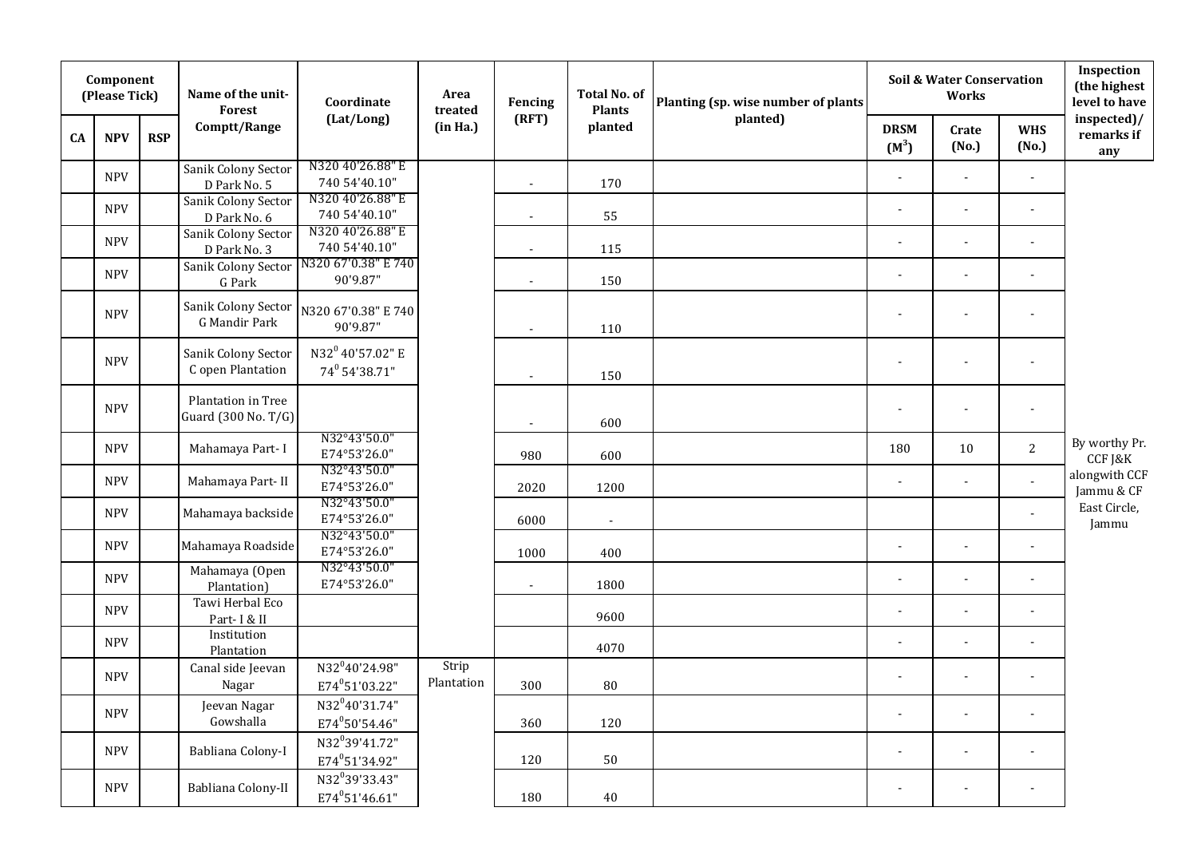| Component (Please Tick) | | | Name of the unit-Forest Comptt/Range | Coordinate (Lat/Long) | Area treated (in Ha.) | Fencing (RFT) | Total No. of Plants planted | Planting (sp. wise number of plants planted) | Soil & Water Conservation Works | | | Inspection (the highest level to have inspected)/ remarks if any |
|---|---|---|---|---|---|---|---|---|---|---|---|---|
| CA | NPV | RSP | | | | | | | DRSM ($M^3$) | Crate (No.) | WHS (No.) | |
| | NPV | | Sanik Colony Sector D Park No. 5 | N320 40'26.88" E 740 54'40.10" | | - | 170 | | - | - | - | By worthy Pr. CCF J&K alongwith CCF Jammu & CF East Circle, Jammu |
| | NPV | | Sanik Colony Sector D Park No. 6 | N320 40'26.88" E 740 54'40.10" | | - | 55 | | - | - | - | |
| | NPV | | Sanik Colony Sector D Park No. 3 | N320 40'26.88" E 740 54'40.10" | | - | 115 | | - | - | - | |
| | NPV | | Sanik Colony Sector G Park | N320 67'0.38" E 740 90'9.87" | | - | 150 | | - | - | - | |
| | NPV | | Sanik Colony Sector G Mandir Park | N320 67'0.38" E 740 90'9.87" | | - | 110 | | - | - | - | |
| | NPV | | Sanik Colony Sector C open Plantation | N32$^0$ 40'57.02" E 74$^0$ 54'38.71" | | - | 150 | | - | - | - | |
| | NPV | | Plantation in Tree Guard (300 No. T/G) | | | - | 600 | | - | - | - | |
| | NPV | | Mahamaya Part- I | N32°43'50.0" E74°53'26.0" | | 980 | 600 | | 180 | 10 | 2 | |
| | NPV | | Mahamaya Part- II | N32°43'50.0" E74°53'26.0" | | 2020 | 1200 | | - | - | - | |
| | NPV | | Mahamaya backside | N32°43'50.0" E74°53'26.0" | | 6000 | - | | | | - | |
| | NPV | | Mahamaya Roadside | N32°43'50.0" E74°53'26.0" | | 1000 | 400 | | - | - | - | |
| | NPV | | Mahamaya (Open Plantation) | N32°43'50.0" E74°53'26.0" | | - | 1800 | | - | - | - | |
| | NPV | | Tawi Herbal Eco Part- I & II | | | | 9600 | | - | - | - | |
| | NPV | | Institution Plantation | | | | 4070 | | - | - | - | |
| | NPV | | Canal side Jeevan Nagar | N32$^0$40'24.98" E74$^0$51'03.22" | Strip Plantation | 300 | 80 | | - | - | - | |
| | NPV | | Jeevan Nagar Gowshalla | N32$^0$40'31.74" E74$^0$50'54.46" | | 360 | 120 | | - | - | - | |
| | NPV | | Babliana Colony-I | N32$^0$39'41.72" E74$^0$51'34.92" | | 120 | 50 | | - | - | - | |
| | NPV | | Babliana Colony-II | N32$^0$39'33.43" E74$^0$51'46.61" | | 180 | 40 | | - | - | - | |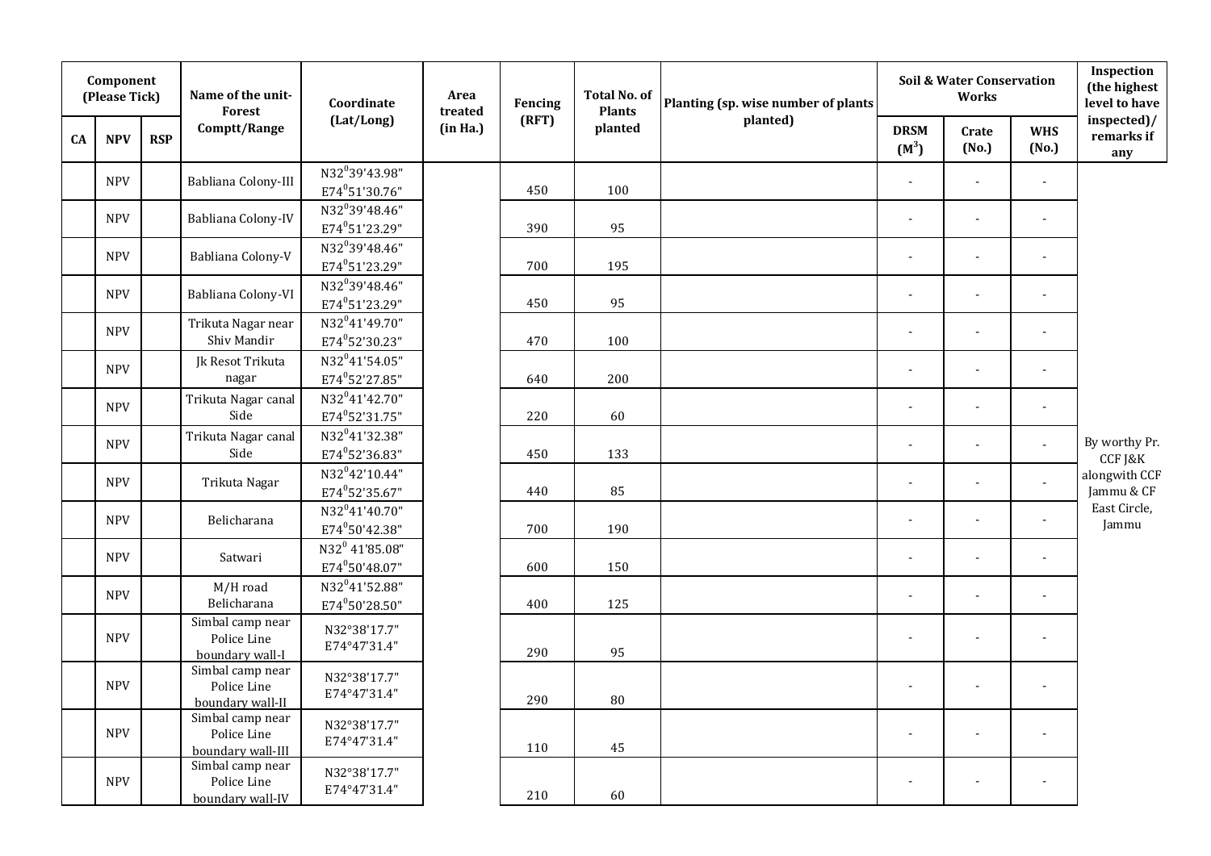| Component (Please Tick) | | | Name of the unit-Forest Comptt/Range | Coordinate (Lat/Long) | Area treated (in Ha.) | Fencing (RFT) | Total No. of Plants planted | Planting (sp. wise number of plants planted) | Soil & Water Conservation Works | | | Inspection (the highest level to have inspected)/ remarks if any |
|---|---|---|---|---|---|---|---|---|---|---|---|---|
| CA | NPV | RSP | | | | | | | DRSM ($M^3$) | Crate (No.) | WHS (No.) | |
| | NPV | | Babliana Colony-III | N32$^0$39'43.98" E74$^0$51'30.76" | | 450 | 100 | | - | - | - | By worthy Pr. CCF J&K alongwith CCF Jammu & CF East Circle, Jammu |
| | NPV | | Babliana Colony-IV | N32$^0$39'48.46" E74$^0$51'23.29" | | 390 | 95 | | - | - | - | |
| | NPV | | Babliana Colony-V | N32$^0$39'48.46" E74$^0$51'23.29" | | 700 | 195 | | - | - | - | |
| | NPV | | Babliana Colony-VI | N32$^0$39'48.46" E74$^0$51'23.29" | | 450 | 95 | | - | - | - | |
| | NPV | | Trikuta Nagar near Shiv Mandir | N32$^0$41'49.70" E74$^0$52'30.23" | | 470 | 100 | | - | - | - | |
| | NPV | | Jk Resot Trikuta nagar | N32$^0$41'54.05" E74$^0$52'27.85" | | 640 | 200 | | - | - | - | |
| | NPV | | Trikuta Nagar canal Side | N32$^0$41'42.70" E74$^0$52'31.75" | | 220 | 60 | | - | - | - | |
| | NPV | | Trikuta Nagar canal Side | N32$^0$41'32.38" E74$^0$52'36.83" | | 450 | 133 | | - | - | - | |
| | NPV | | Trikuta Nagar | N32$^0$42'10.44" E74$^0$52'35.67" | | 440 | 85 | | - | - | - | |
| | NPV | | Belicharana | N32$^0$41'40.70" E74$^0$50'42.38" | | 700 | 190 | | - | - | - | |
| | NPV | | Satwari | N32$^0$ 41'85.08" E74$^0$50'48.07" | | 600 | 150 | | - | - | - | |
| | NPV | | M/H road Belicharana | N32$^0$41'52.88" E74$^0$50'28.50" | | 400 | 125 | | - | - | - | |
| | NPV | | Simbal camp near Police Line boundary wall-I | N32°38'17.7" E74°47'31.4" | | 290 | 95 | | - | - | - | |
| | NPV | | Simbal camp near Police Line boundary wall-II | N32°38'17.7" E74°47'31.4" | | 290 | 80 | | - | - | - | |
| | NPV | | Simbal camp near Police Line boundary wall-III | N32°38'17.7" E74°47'31.4" | | 110 | 45 | | - | - | - | |
| | NPV | | Simbal camp near Police Line boundary wall-IV | N32°38'17.7" E74°47'31.4" | | 210 | 60 | | - | - | - | |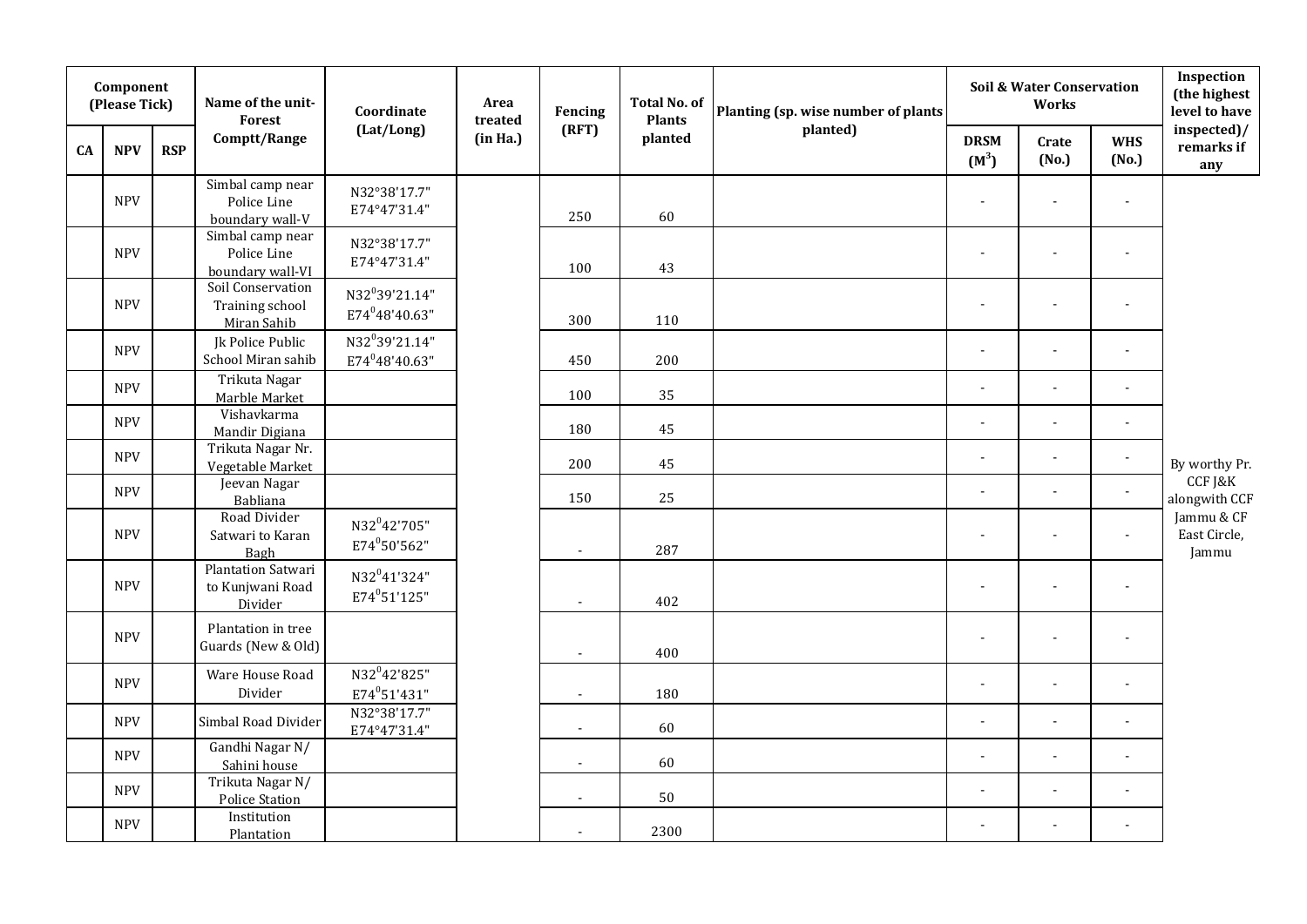| Component (Please Tick) | | | Name of the unit-Forest Comptt/Range | Coordinate (Lat/Long) | Area treated (in Ha.) | Fencing (RFT) | Total No. of Plants planted | Planting (sp. wise number of plants planted) | Soil & Water Conservation Works | | | Inspection (the highest level to have inspected)/ remarks if any |
|---|---|---|---|---|---|---|---|---|---|---|---|---|
| CA | NPV | RSP | | | | | | | DRSM ($M^3$) | Crate (No.) | WHS (No.) | |
| | NPV | | Simbal camp near Police Line boundary wall-V | N32°38'17.7" E74°47'31.4" | | 250 | 60 | | - | - | - | By worthy Pr. CCF J&K alongwith CCF Jammu & CF East Circle, Jammu |
| | NPV | | Simbal camp near Police Line boundary wall-VI | N32°38'17.7" E74°47'31.4" | | 100 | 43 | | - | - | - | |
| | NPV | | Soil Conservation Training school Miran Sahib | N32$^0$39'21.14" E74$^0$48'40.63" | | 300 | 110 | | - | - | - | |
| | NPV | | Jk Police Public School Miran sahib | N32$^0$39'21.14" E74$^0$48'40.63" | | 450 | 200 | | - | - | - | |
| | NPV | | Trikuta Nagar Marble Market | | | 100 | 35 | | - | - | - | |
| | NPV | | Vishavkarma Mandir Digiana | | | 180 | 45 | | - | - | - | |
| | NPV | | Trikuta Nagar Nr. Vegetable Market | | | 200 | 45 | | - | - | - | |
| | NPV | | Jeevan Nagar Babliana | | | 150 | 25 | | - | - | - | |
| | NPV | | Road Divider Satwari to Karan Bagh | N32$^0$42'705" E74$^0$50'562" | | - | 287 | | - | - | - | |
| | NPV | | Plantation Satwari to Kunjwani Road Divider | N32$^0$41'324" E74$^0$51'125" | | - | 402 | | - | - | - | |
| | NPV | | Plantation in tree Guards (New & Old) | | | - | 400 | | - | - | - | |
| | NPV | | Ware House Road Divider | N32$^0$42'825" E74$^0$51'431" | | - | 180 | | - | - | - | |
| | NPV | | Simbal Road Divider | N32°38'17.7" E74°47'31.4" | | - | 60 | | - | - | - | |
| | NPV | | Gandhi Nagar N/ Sahini house | | | - | 60 | | - | - | - | |
| | NPV | | Trikuta Nagar N/ Police Station | | | - | 50 | | - | - | - | |
| | NPV | | Institution Plantation | | | - | 2300 | | - | - | - | |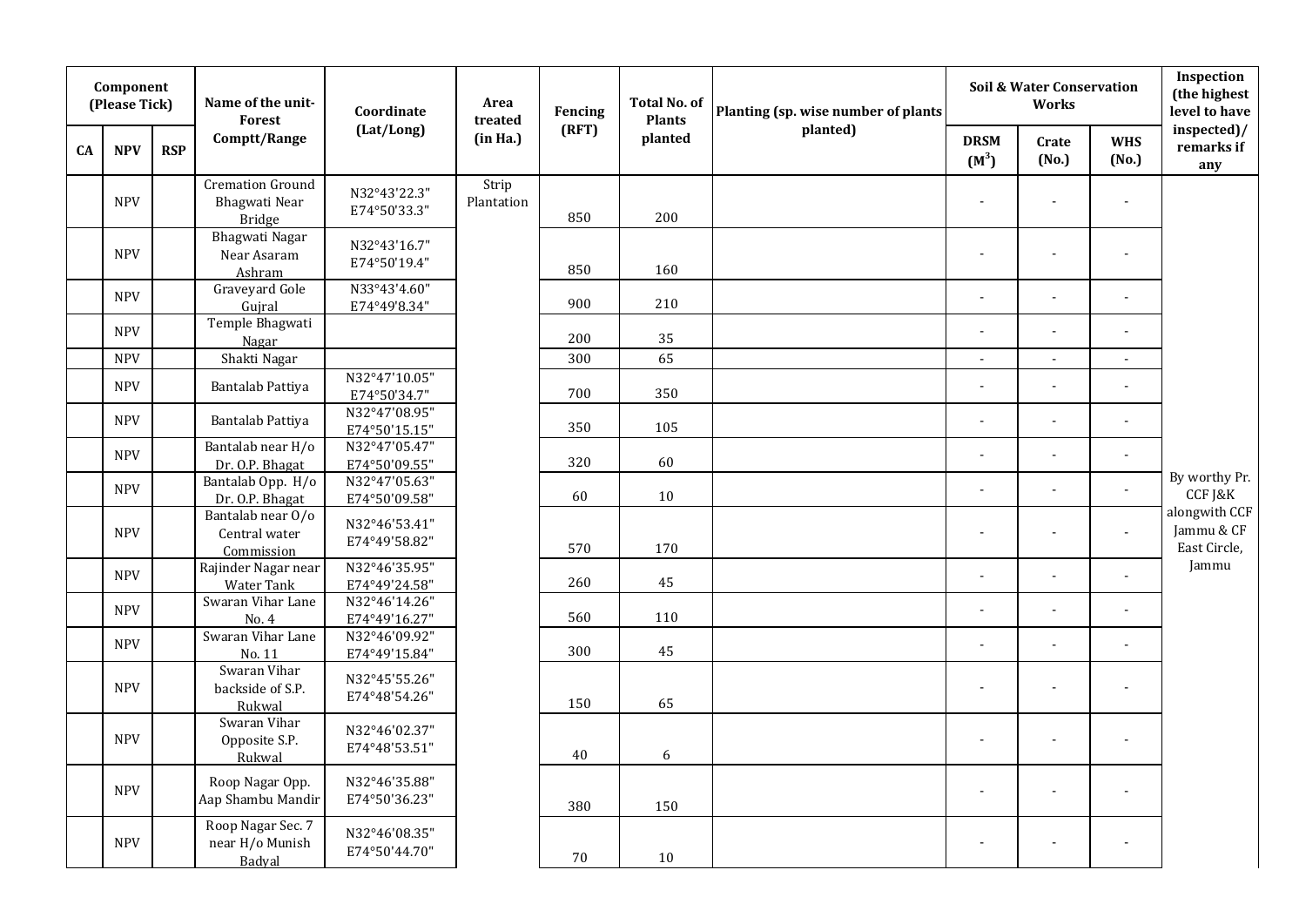| Component (Please Tick) | | | Name of the unit- Forest Comptt/Range | Coordinate (Lat/Long) | Area treated (in Ha.) | Fencing (RFT) | Total No. of Plants planted | Planting (sp. wise number of plants planted) | Soil & Water Conservation Works | | | Inspection (the highest level to have inspected)/ remarks if any |
|---|---|---|---|---|---|---|---|---|---|---|---|---|
| CA | NPV | RSP | | | | | | | DRSM ($M^3$) | Crate (No.) | WHS (No.) | |
| | NPV | | Cremation Ground Bhagwati Near Bridge | N32°43'22.3" E74°50'33.3" | Strip Plantation | 850 | 200 | | - | - | - | By worthy Pr. CCF J&K alongwith CCF Jammu & CF East Circle, Jammu |
| | NPV | | Bhagwati Nagar Near Asaram Ashram | N32°43'16.7" E74°50'19.4" | | 850 | 160 | | - | - | - | |
| | NPV | | Graveyard Gole Gujral | N33°43'4.60" E74°49'8.34" | | 900 | 210 | | - | - | - | |
| | NPV | | Temple Bhagwati Nagar | | | 200 | 35 | | - | - | - | |
| | NPV | | Shakti Nagar | | | 300 | 65 | | - | - | - | |
| | NPV | | Bantalab Pattiya | N32°47'10.05" E74°50'34.7" | | 700 | 350 | | - | - | - | |
| | NPV | | Bantalab Pattiya | N32°47'08.95" E74°50'15.15" | | 350 | 105 | | - | - | - | |
| | NPV | | Bantalab near H/o Dr. O.P. Bhagat | N32°47'05.47" E74°50'09.55" | | 320 | 60 | | - | - | - | |
| | NPV | | Bantalab Opp. H/o Dr. O.P. Bhagat | N32°47'05.63" E74°50'09.58" | | 60 | 10 | | - | - | - | |
| | NPV | | Bantalab near O/o Central water Commission | N32°46'53.41" E74°49'58.82" | | 570 | 170 | | - | - | - | |
| | NPV | | Rajinder Nagar near Water Tank | N32°46'35.95" E74°49'24.58" | | 260 | 45 | | - | - | - | |
| | NPV | | Swaran Vihar Lane No. 4 | N32°46'14.26" E74°49'16.27" | | 560 | 110 | | - | - | - | |
| | NPV | | Swaran Vihar Lane No. 11 | N32°46'09.92" E74°49'15.84" | | 300 | 45 | | - | - | - | |
| | NPV | | Swaran Vihar backside of S.P. Rukwal | N32°45'55.26" E74°48'54.26" | | 150 | 65 | | - | - | - | |
| | NPV | | Swaran Vihar Opposite S.P. Rukwal | N32°46'02.37" E74°48'53.51" | | 40 | 6 | | - | - | - | |
| | NPV | | Roop Nagar Opp. Aap Shambu Mandir | N32°46'35.88" E74°50'36.23" | | 380 | 150 | | - | - | - | |
| | NPV | | Roop Nagar Sec. 7 near H/o Munish Badyal | N32°46'08.35" E74°50'44.70" | | 70 | 10 | | - | - | - | |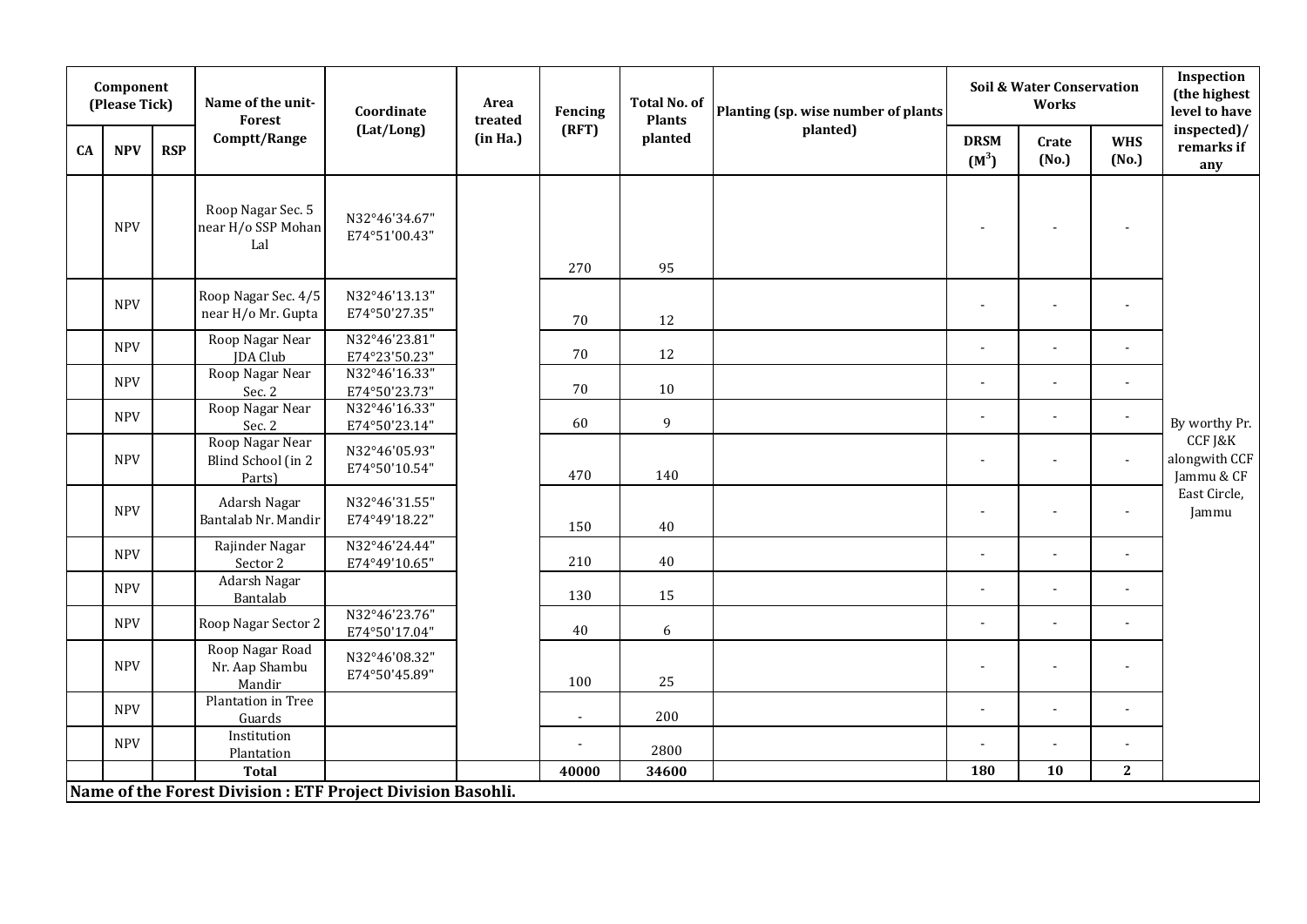| Component (Please Tick) | | | Name of the unit-Forest Comptt/Range | Coordinate (Lat/Long) | Area treated (in Ha.) | Fencing (RFT) | Total No. of Plants planted | Planting (sp. wise number of plants planted) | Soil & Water Conservation Works | | | Inspection (the highest level to have inspected)/ remarks if any |
|---|---|---|---|---|---|---|---|---|---|---|---|---|
| CA | NPV | RSP | | | | | | | DRSM ($M^3$) | Crate (No.) | WHS (No.) | |
| | NPV | | Roop Nagar Sec. 5 near H/o SSP Mohan Lal | N32°46'34.67" E74°51'00.43" | | 270 | 95 | | - | - | - | By worthy Pr. CCF J&K alongwith CCF Jammu & CF East Circle, Jammu |
| | NPV | | Roop Nagar Sec. 4/5 near H/o Mr. Gupta | N32°46'13.13" E74°50'27.35" | | 70 | 12 | | - | - | - | |
| | NPV | | Roop Nagar Near JDA Club | N32°46'23.81" E74°23'50.23" | | 70 | 12 | | - | - | - | |
| | NPV | | Roop Nagar Near Sec. 2 | N32°46'16.33" E74°50'23.73" | | 70 | 10 | | - | - | - | |
| | NPV | | Roop Nagar Near Sec. 2 | N32°46'16.33" E74°50'23.14" | | 60 | 9 | | - | - | - | |
| | NPV | | Roop Nagar Near Blind School (in 2 Parts) | N32°46'05.93" E74°50'10.54" | | 470 | 140 | | - | - | - | |
| | NPV | | Adarsh Nagar Bantalab Nr. Mandir | N32°46'31.55" E74°49'18.22" | | 150 | 40 | | - | - | - | |
| | NPV | | Rajinder Nagar Sector 2 | N32°46'24.44" E74°49'10.65" | | 210 | 40 | | - | - | - | |
| | NPV | | Adarsh Nagar Bantalab | | | 130 | 15 | | - | - | - | |
| | NPV | | Roop Nagar Sector 2 | N32°46'23.76" E74°50'17.04" | | 40 | 6 | | - | - | - | |
| | NPV | | Roop Nagar Road Nr. Aap Shambu Mandir | N32°46'08.32" E74°50'45.89" | | 100 | 25 | | - | - | - | |
| | NPV | | Plantation in Tree Guards | | | - | 200 | | - | - | - | |
| | NPV | | Institution Plantation | | | - | 2800 | | - | - | - | |
| | | | **Total** | | | **40000** | **34600** | | **180** | **10** | **2** | |

**Name of the Forest Division : ETF Project Division Basohli.**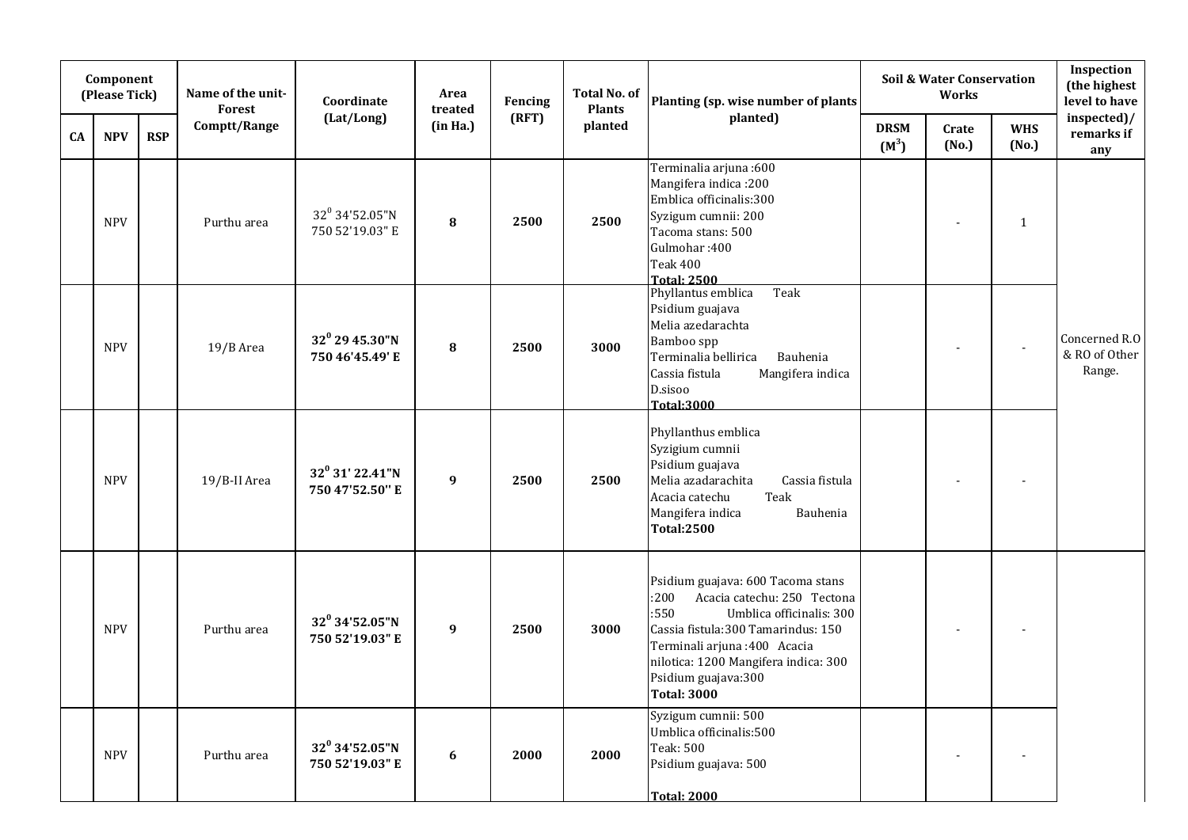| Component (Please Tick) | | | Name of the unit- Forest Comptt/Range | Coordinate (Lat/Long) | Area treated (in Ha.) | Fencing (RFT) | Total No. of Plants planted | Planting (sp. wise number of plants planted) | Soil & Water Conservation Works | | | Inspection (the highest level to have inspected)/ remarks if any |
|---|---|---|---|---|---|---|---|---|---|---|---|---|
| CA | NPV | RSP | | | | | | | DRSM ($M^3$) | Crate (No.) | WHS (No.) | |
| | NPV | | Purthu area | $32^0$ 34'52.05"N 750 52'19.03" E | **8** | **2500** | **2500** | Terminalia arjuna :600<br>Mangifera indica :200<br>Emblica officinalis:300<br>Syzigum cumnii: 200<br>Tacoma stans: 500<br>Gulmohar :400<br>Teak 400<br>**Total: 2500** | | - | 1 | Concerned R.O & RO of Other Range. |
| | NPV | | 19/B Area | **$32^0$ 29 45.30"N 750 46'45.49' E** | **8** | **2500** | **3000** | Phyllantus emblica Teak<br>Psidium guajava<br>Melia azedarachta<br>Bamboo spp<br>Terminalia bellirica Bauhenia<br>Cassia fistula Mangifera indica<br>D.sisoo<br>**Total:3000** | | - | - | |
| | NPV | | 19/B-II Area | **$32^0$ 31' 22.41"N 750 47'52.50" E** | **9** | **2500** | **2500** | Phyllanthus emblica<br>Syzigium cumnii<br>Psidium guajava<br>Melia azadarachita Cassia fistula<br>Acacia catechu Teak<br>Mangifera indica Bauhenia<br>**Total:2500** | | - | - | |
| | NPV | | Purthu area | **$32^0$ 34'52.05"N 750 52'19.03" E** | **9** | **2500** | **3000** | Psidium guajava: 600 Tacoma stans :200 Acacia catechu: 250 Tectona :550 Umblica officinalis: 300 Cassia fistula:300 Tamarindus: 150 Terminali arjuna :400 Acacia nilotica: 1200 Mangifera indica: 300 Psidium guajava:300<br>**Total: 3000** | | - | - | |
| | NPV | | Purthu area | **$32^0$ 34'52.05"N 750 52'19.03" E** | **6** | **2000** | **2000** | Syzigum cumnii: 500<br>Umblica officinalis:500<br>Teak: 500<br>Psidium guajava: 500<br><br>**Total: 2000** | | - | - | |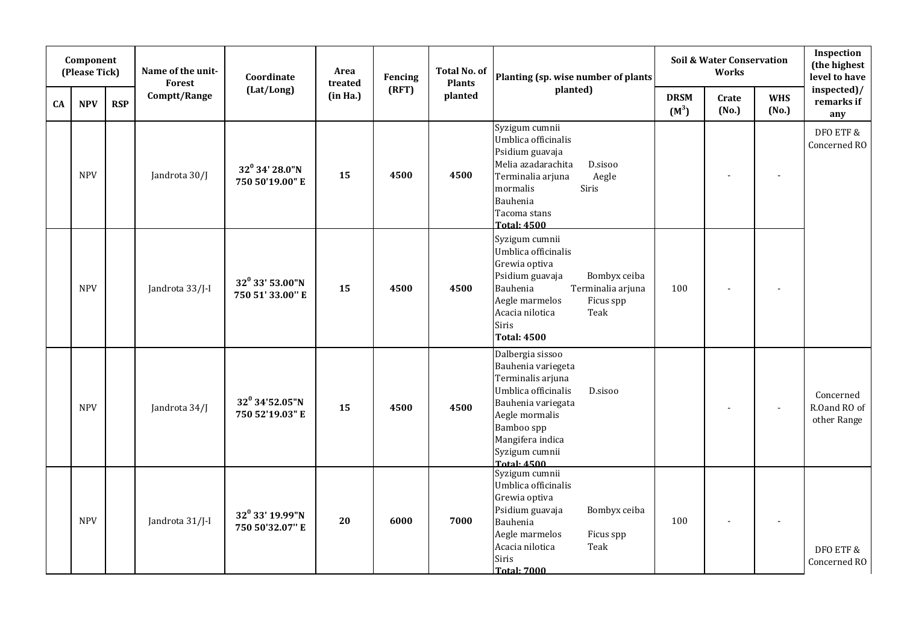| Component (Please Tick) | | | Name of the unit- Forest Comptt/Range | Coordinate (Lat/Long) | Area treated (in Ha.) | Fencing (RFT) | Total No. of Plants planted | Planting (sp. wise number of plants planted) | Soil & Water Conservation Works | | | Inspection (the highest level to have inspected)/ remarks if any |
|---|---|---|---|---|---|---|---|---|---|---|---|---|
| CA | NPV | RSP | | | | | | | DRSM ($M^3$) | Crate (No.) | WHS (No.) | |
| | NPV | | Jandrota 30/J | $32^0$ 34' 28.0"N 750 50'19.00" E | 15 | 4500 | 4500 | Syzigum cumnii<br>Umblica officinalis<br>Psidium guavaja<br>Melia azadarachita D.sisoo<br>Terminalia arjuna Aegle mormalis Siris<br>Bauhenia<br>Tacoma stans<br>**Total: 4500** | | - | - | DFO ETF & Concerned RO |
| | NPV | | Jandrota 33/J-I | $32^0$ 33' 53.00"N 750 51' 33.00'' E | 15 | 4500 | 4500 | Syzigum cumnii<br>Umblica officinalis<br>Grewia optiva<br>Psidium guavaja Bombyx ceiba<br>Bauhenia Terminalia arjuna<br>Aegle marmelos Ficus spp<br>Acacia nilotica Teak<br>Siris<br>**Total: 4500** | 100 | - | - | |
| | NPV | | Jandrota 34/J | $32^0$ 34'52.05"N 750 52'19.03" E | 15 | 4500 | 4500 | Dalbergia sissoo<br>Bauhenia variegeta<br>Terminalis arjuna<br>Umblica officinalis D.sisoo<br>Bauhenia variegata<br>Aegle mormalis<br>Bamboo spp<br>Mangifera indica<br>Syzigum cumnii<br>**Total: 4500** | | - | - | Concerned R.Oand RO of other Range |
| | NPV | | Jandrota 31/J-I | $32^0$ 33' 19.99"N 750 50'32.07'' E | 20 | 6000 | 7000 | Syzigum cumnii<br>Umblica officinalis<br>Grewia optiva<br>Psidium guavaja Bombyx ceiba<br>Bauhenia<br>Aegle marmelos Ficus spp<br>Acacia nilotica Teak<br>Siris<br>**Total: 7000** | 100 | - | - | DFO ETF & Concerned RO |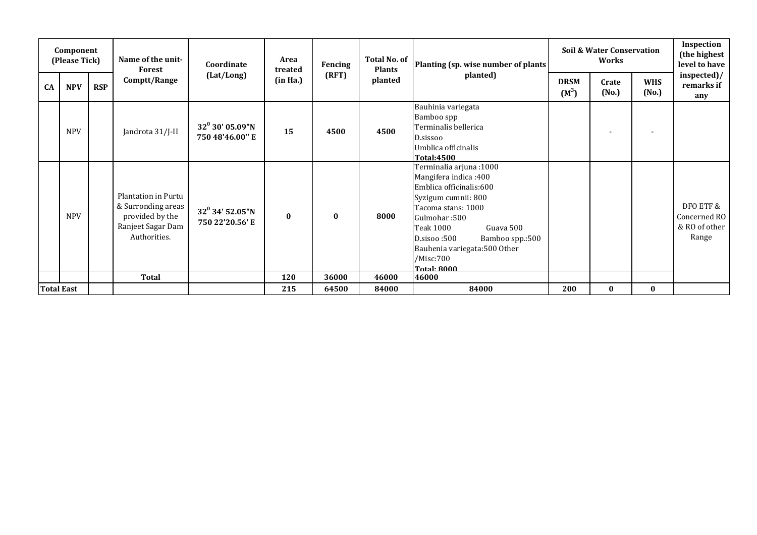| Component (Please Tick) | | | Name of the unit- Forest Comptt/Range | Coordinate (Lat/Long) | Area treated (in Ha.) | Fencing (RFT) | Total No. of Plants planted | Planting (sp. wise number of plants planted) | Soil & Water Conservation Works | | | Inspection (the highest level to have inspected)/ remarks if any |
|---|---|---|---|---|---|---|---|---|---|---|---|---|
| CA | NPV | RSP | | | | | | | DRSM ($M^3$) | Crate (No.) | WHS (No.) | |
| | NPV | | Jandrota 31/J-II | **$32^0$ 30' 05.09"N 750 48'46.00" E** | **15** | **4500** | **4500** | Bauhinia variegata<br>Bamboo spp<br>Terminalis bellerica<br>D.sissoo<br>Umblica officinalis<br>**Total:4500** | | - | - | |
| | NPV | | Plantation in Purtu & Surronding areas provided by the Ranjeet Sagar Dam Authorities. | **$32^0$ 34' 52.05"N 750 22'20.56' E** | **0** | **0** | **8000** | Terminalia arjuna :1000<br>Mangifera indica :400<br>Emblica officinalis:600<br>Syzigum cumnii: 800<br>Tacoma stans: 1000<br>Gulmohar :500<br>Teak 1000 Guava 500<br>D.sisoo :500 Bamboo spp.:500<br>Bauhenia variegata:500 Other /Misc:700<br>**Total: 8000** | | | | DFO ETF & Concerned RO & RO of other Range |
| | | | **Total** | | **120** | **36000** | **46000** | **46000** | | | | |
| **Total East** | | | | | **215** | **64500** | **84000** | **84000** | **200** | **0** | **0** | |